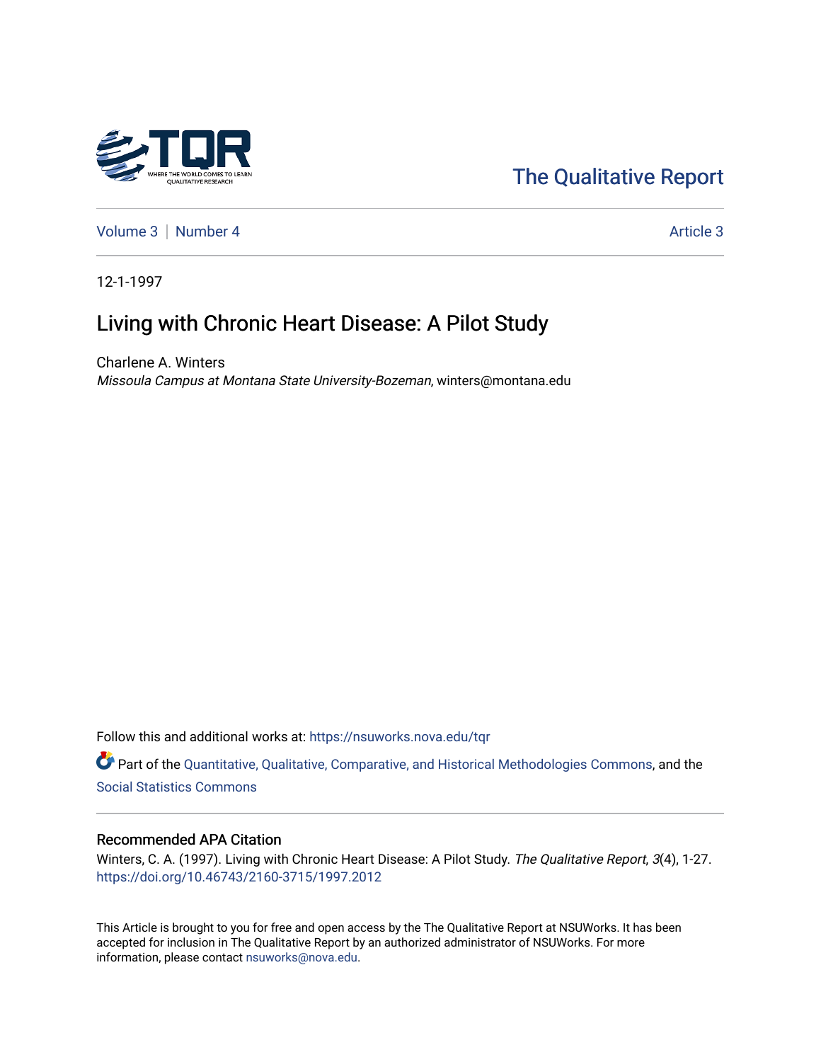The Qualitative Report

Volume 3 | Number 4 | Article 3

12-1-1997

# Living with Chronic Heart Disease: A Pilot Study

Charlene A. Winters
*Missoula Campus at Montana State University-Bozeman*, winters@montana.edu

Follow this and additional works at: https://nsuworks.nova.edu/tqr

Part of the Quantitative, Qualitative, Comparative, and Historical Methodologies Commons, and the Social Statistics Commons

## Recommended APA Citation

Winters, C. A. (1997). Living with Chronic Heart Disease: A Pilot Study. *The Qualitative Report*, *3*(4), 1-27. https://doi.org/10.46743/2160-3715/1997.2012

This Article is brought to you for free and open access by the The Qualitative Report at NSUWorks. It has been accepted for inclusion in The Qualitative Report by an authorized administrator of NSUWorks. For more information, please contact nsuworks@nova.edu.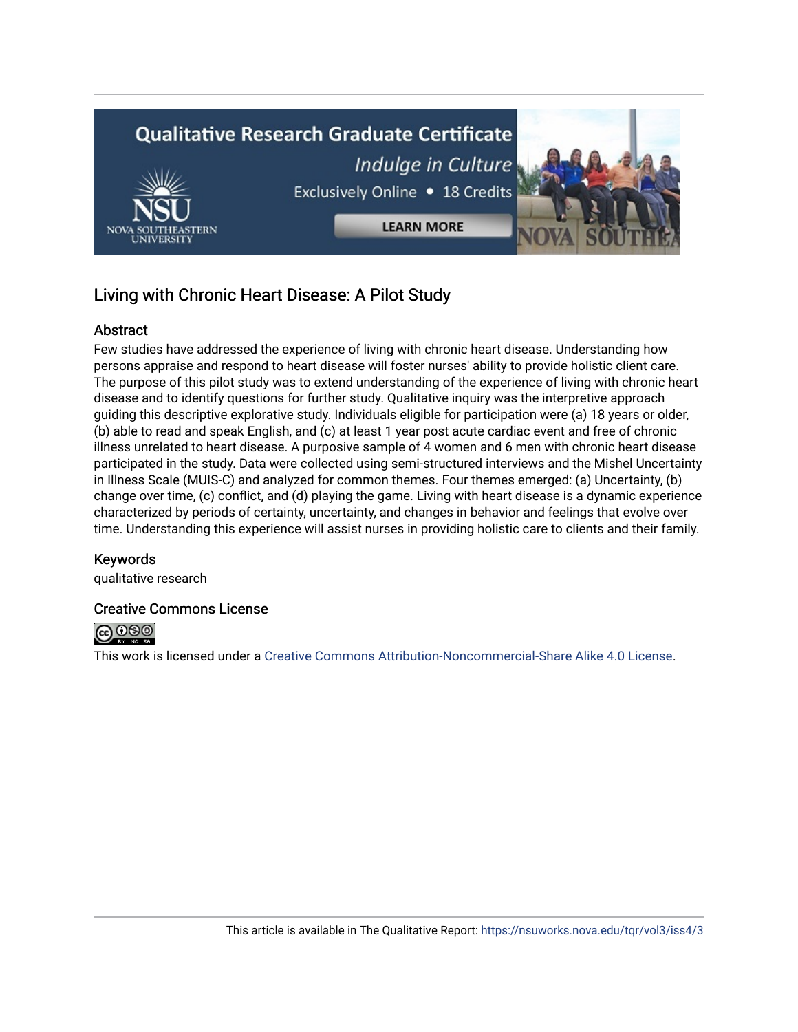## Living with Chronic Heart Disease: A Pilot Study

### Abstract

Few studies have addressed the experience of living with chronic heart disease. Understanding how persons appraise and respond to heart disease will foster nurses' ability to provide holistic client care. The purpose of this pilot study was to extend understanding of the experience of living with chronic heart disease and to identify questions for further study. Qualitative inquiry was the interpretive approach guiding this descriptive explorative study. Individuals eligible for participation were (a) 18 years or older, (b) able to read and speak English, and (c) at least 1 year post acute cardiac event and free of chronic illness unrelated to heart disease. A purposive sample of 4 women and 6 men with chronic heart disease participated in the study. Data were collected using semi-structured interviews and the Mishel Uncertainty in Illness Scale (MUIS-C) and analyzed for common themes. Four themes emerged: (a) Uncertainty, (b) change over time, (c) conflict, and (d) playing the game. Living with heart disease is a dynamic experience characterized by periods of certainty, uncertainty, and changes in behavior and feelings that evolve over time. Understanding this experience will assist nurses in providing holistic care to clients and their family.

### Keywords

qualitative research

### Creative Commons License

This work is licensed under a Creative Commons Attribution-Noncommercial-Share Alike 4.0 License.

This article is available in The Qualitative Report: https://nsuworks.nova.edu/tqr/vol3/iss4/3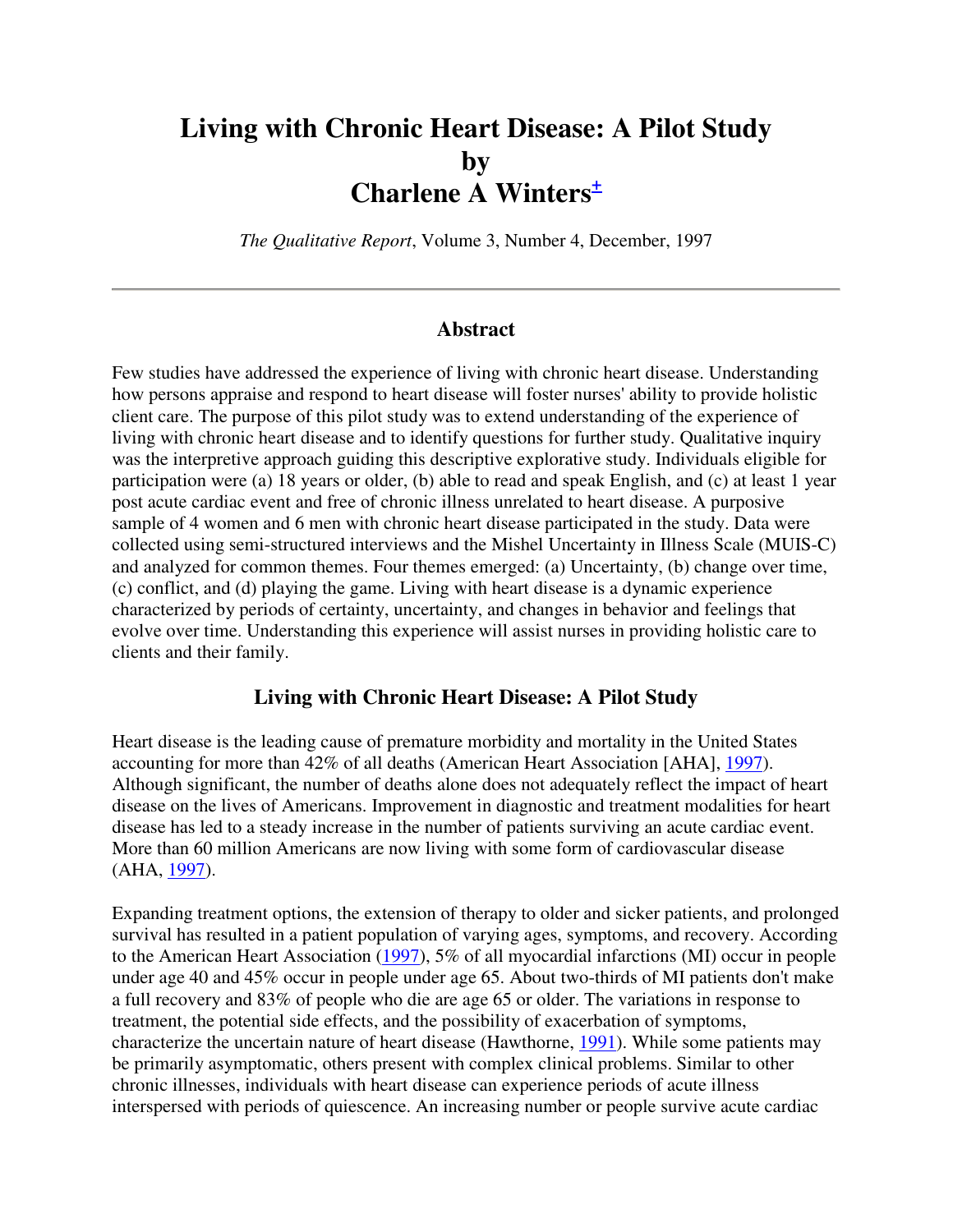# Living with Chronic Heart Disease: A Pilot Study by Charlene A Winters[±]

*The Qualitative Report*, Volume 3, Number 4, December, 1997

---

### Abstract

Few studies have addressed the experience of living with chronic heart disease. Understanding how persons appraise and respond to heart disease will foster nurses' ability to provide holistic client care. The purpose of this pilot study was to extend understanding of the experience of living with chronic heart disease and to identify questions for further study. Qualitative inquiry was the interpretive approach guiding this descriptive explorative study. Individuals eligible for participation were (a) 18 years or older, (b) able to read and speak English, and (c) at least 1 year post acute cardiac event and free of chronic illness unrelated to heart disease. A purposive sample of 4 women and 6 men with chronic heart disease participated in the study. Data were collected using semi-structured interviews and the Mishel Uncertainty in Illness Scale (MUIS-C) and analyzed for common themes. Four themes emerged: (a) Uncertainty, (b) change over time, (c) conflict, and (d) playing the game. Living with heart disease is a dynamic experience characterized by periods of certainty, uncertainty, and changes in behavior and feelings that evolve over time. Understanding this experience will assist nurses in providing holistic care to clients and their family.

### Living with Chronic Heart Disease: A Pilot Study

Heart disease is the leading cause of premature morbidity and mortality in the United States accounting for more than 42% of all deaths (American Heart Association [AHA], 1997). Although significant, the number of deaths alone does not adequately reflect the impact of heart disease on the lives of Americans. Improvement in diagnostic and treatment modalities for heart disease has led to a steady increase in the number of patients surviving an acute cardiac event. More than 60 million Americans are now living with some form of cardiovascular disease (AHA, 1997).

Expanding treatment options, the extension of therapy to older and sicker patients, and prolonged survival has resulted in a patient population of varying ages, symptoms, and recovery. According to the American Heart Association (1997), 5% of all myocardial infarctions (MI) occur in people under age 40 and 45% occur in people under age 65. About two-thirds of MI patients don't make a full recovery and 83% of people who die are age 65 or older. The variations in response to treatment, the potential side effects, and the possibility of exacerbation of symptoms, characterize the uncertain nature of heart disease (Hawthorne, 1991). While some patients may be primarily asymptomatic, others present with complex clinical problems. Similar to other chronic illnesses, individuals with heart disease can experience periods of acute illness interspersed with periods of quiescence. An increasing number or people survive acute cardiac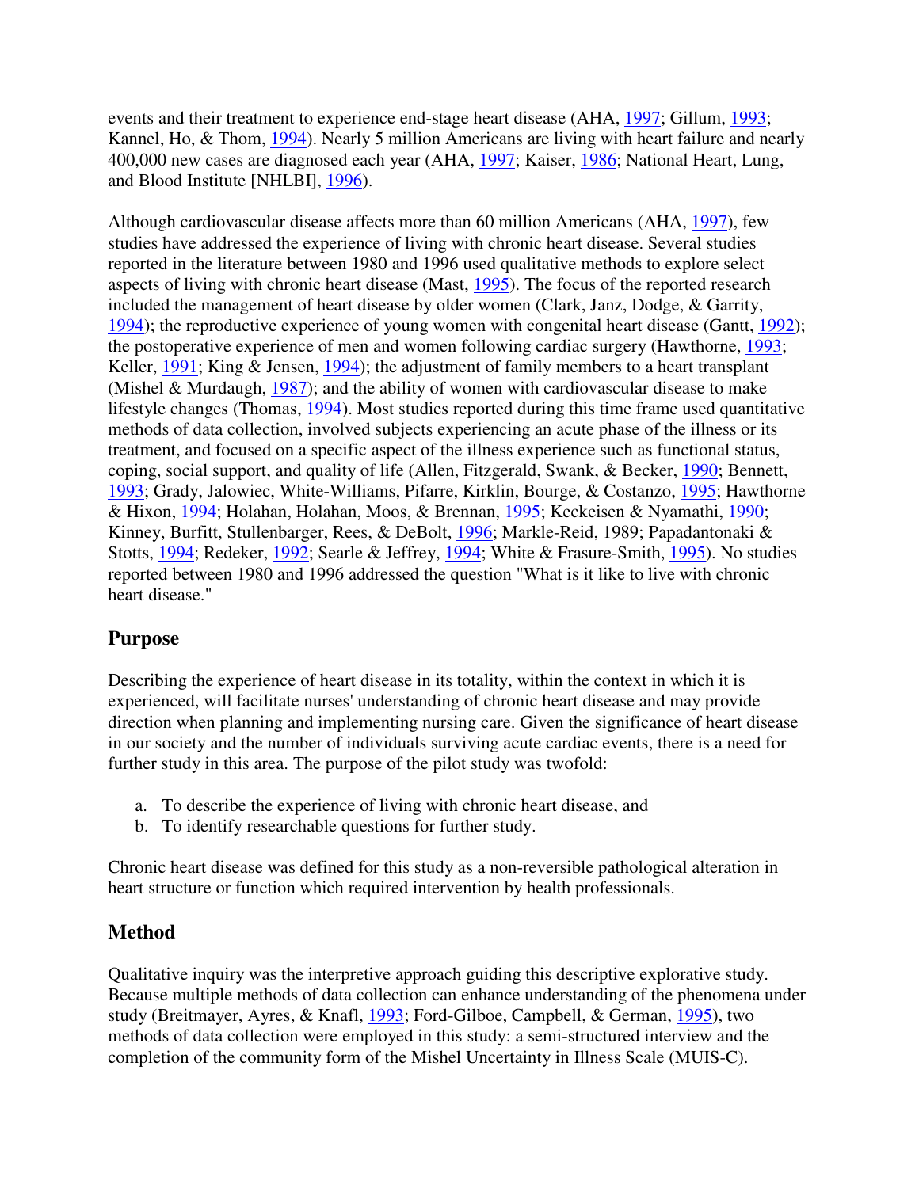events and their treatment to experience end-stage heart disease (AHA, 1997; Gillum, 1993; Kannel, Ho, & Thom, 1994). Nearly 5 million Americans are living with heart failure and nearly 400,000 new cases are diagnosed each year (AHA, 1997; Kaiser, 1986; National Heart, Lung, and Blood Institute [NHLBI], 1996).

Although cardiovascular disease affects more than 60 million Americans (AHA, 1997), few studies have addressed the experience of living with chronic heart disease. Several studies reported in the literature between 1980 and 1996 used qualitative methods to explore select aspects of living with chronic heart disease (Mast, 1995). The focus of the reported research included the management of heart disease by older women (Clark, Janz, Dodge, & Garrity, 1994); the reproductive experience of young women with congenital heart disease (Gantt, 1992); the postoperative experience of men and women following cardiac surgery (Hawthorne, 1993; Keller, 1991; King & Jensen, 1994); the adjustment of family members to a heart transplant (Mishel & Murdaugh, 1987); and the ability of women with cardiovascular disease to make lifestyle changes (Thomas, 1994). Most studies reported during this time frame used quantitative methods of data collection, involved subjects experiencing an acute phase of the illness or its treatment, and focused on a specific aspect of the illness experience such as functional status, coping, social support, and quality of life (Allen, Fitzgerald, Swank, & Becker, 1990; Bennett, 1993; Grady, Jalowiec, White-Williams, Pifarre, Kirklin, Bourge, & Costanzo, 1995; Hawthorne & Hixon, 1994; Holahan, Holahan, Moos, & Brennan, 1995; Keckeisen & Nyamathi, 1990; Kinney, Burfitt, Stullenbarger, Rees, & DeBolt, 1996; Markle-Reid, 1989; Papadantonaki & Stotts, 1994; Redeker, 1992; Searle & Jeffrey, 1994; White & Frasure-Smith, 1995). No studies reported between 1980 and 1996 addressed the question "What is it like to live with chronic heart disease."

## Purpose

Describing the experience of heart disease in its totality, within the context in which it is experienced, will facilitate nurses' understanding of chronic heart disease and may provide direction when planning and implementing nursing care. Given the significance of heart disease in our society and the number of individuals surviving acute cardiac events, there is a need for further study in this area. The purpose of the pilot study was twofold:

a. To describe the experience of living with chronic heart disease, and
b. To identify researchable questions for further study.

Chronic heart disease was defined for this study as a non-reversible pathological alteration in heart structure or function which required intervention by health professionals.

## Method

Qualitative inquiry was the interpretive approach guiding this descriptive explorative study. Because multiple methods of data collection can enhance understanding of the phenomena under study (Breitmayer, Ayres, & Knafl, 1993; Ford-Gilboe, Campbell, & German, 1995), two methods of data collection were employed in this study: a semi-structured interview and the completion of the community form of the Mishel Uncertainty in Illness Scale (MUIS-C).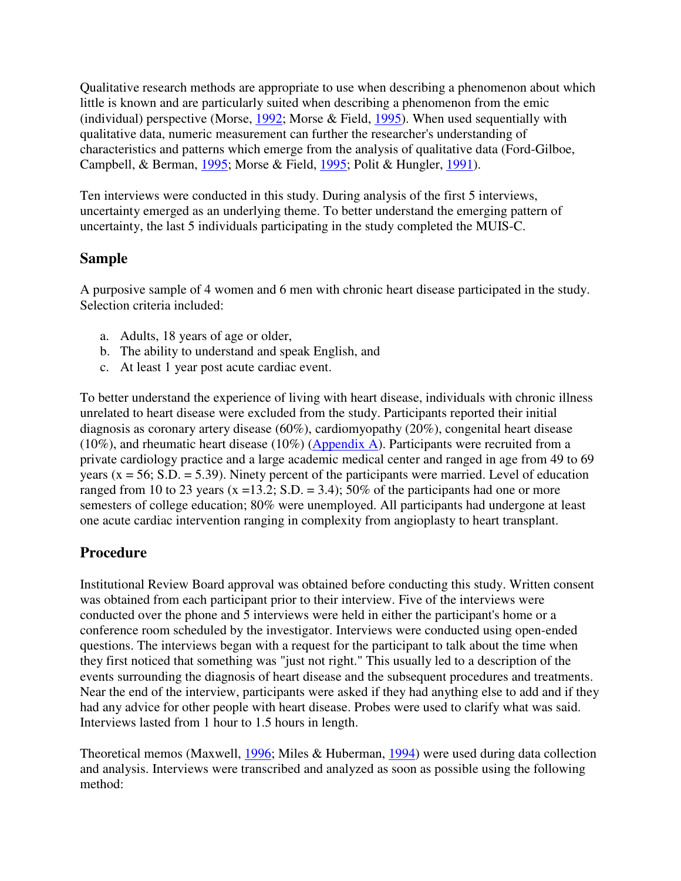Qualitative research methods are appropriate to use when describing a phenomenon about which little is known and are particularly suited when describing a phenomenon from the emic (individual) perspective (Morse, 1992; Morse & Field, 1995). When used sequentially with qualitative data, numeric measurement can further the researcher's understanding of characteristics and patterns which emerge from the analysis of qualitative data (Ford-Gilboe, Campbell, & Berman, 1995; Morse & Field, 1995; Polit & Hungler, 1991).

Ten interviews were conducted in this study. During analysis of the first 5 interviews, uncertainty emerged as an underlying theme. To better understand the emerging pattern of uncertainty, the last 5 individuals participating in the study completed the MUIS-C.

## Sample

A purposive sample of 4 women and 6 men with chronic heart disease participated in the study. Selection criteria included:

a. Adults, 18 years of age or older,
b. The ability to understand and speak English, and
c. At least 1 year post acute cardiac event.

To better understand the experience of living with heart disease, individuals with chronic illness unrelated to heart disease were excluded from the study. Participants reported their initial diagnosis as coronary artery disease (60%), cardiomyopathy (20%), congenital heart disease (10%), and rheumatic heart disease (10%) (Appendix A). Participants were recruited from a private cardiology practice and a large academic medical center and ranged in age from 49 to 69 years (x = 56; S.D. = 5.39). Ninety percent of the participants were married. Level of education ranged from 10 to 23 years (x =13.2; S.D. = 3.4); 50% of the participants had one or more semesters of college education; 80% were unemployed. All participants had undergone at least one acute cardiac intervention ranging in complexity from angioplasty to heart transplant.

## Procedure

Institutional Review Board approval was obtained before conducting this study. Written consent was obtained from each participant prior to their interview. Five of the interviews were conducted over the phone and 5 interviews were held in either the participant's home or a conference room scheduled by the investigator. Interviews were conducted using open-ended questions. The interviews began with a request for the participant to talk about the time when they first noticed that something was "just not right." This usually led to a description of the events surrounding the diagnosis of heart disease and the subsequent procedures and treatments. Near the end of the interview, participants were asked if they had anything else to add and if they had any advice for other people with heart disease. Probes were used to clarify what was said. Interviews lasted from 1 hour to 1.5 hours in length.

Theoretical memos (Maxwell, 1996; Miles & Huberman, 1994) were used during data collection and analysis. Interviews were transcribed and analyzed as soon as possible using the following method: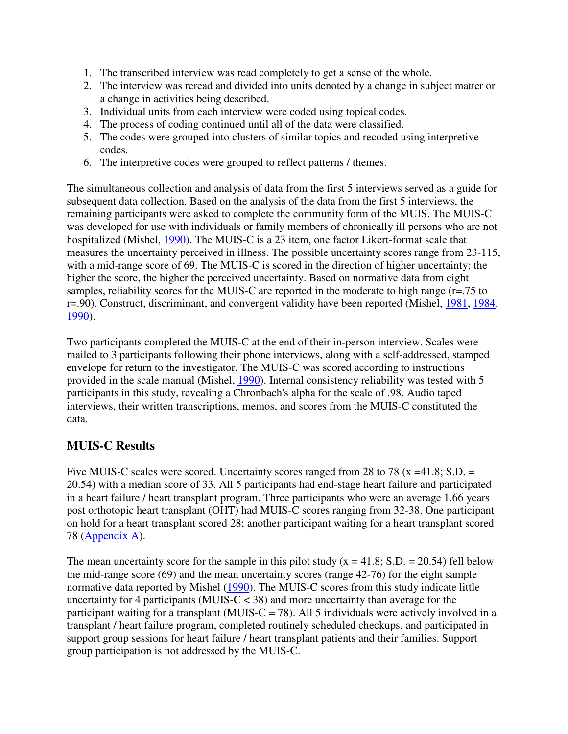1. The transcribed interview was read completely to get a sense of the whole.
2. The interview was reread and divided into units denoted by a change in subject matter or a change in activities being described.
3. Individual units from each interview were coded using topical codes.
4. The process of coding continued until all of the data were classified.
5. The codes were grouped into clusters of similar topics and recoded using interpretive codes.
6. The interpretive codes were grouped to reflect patterns / themes.

The simultaneous collection and analysis of data from the first 5 interviews served as a guide for subsequent data collection. Based on the analysis of the data from the first 5 interviews, the remaining participants were asked to complete the community form of the MUIS. The MUIS-C was developed for use with individuals or family members of chronically ill persons who are not hospitalized (Mishel, 1990). The MUIS-C is a 23 item, one factor Likert-format scale that measures the uncertainty perceived in illness. The possible uncertainty scores range from 23-115, with a mid-range score of 69. The MUIS-C is scored in the direction of higher uncertainty; the higher the score, the higher the perceived uncertainty. Based on normative data from eight samples, reliability scores for the MUIS-C are reported in the moderate to high range (r=.75 to r=.90). Construct, discriminant, and convergent validity have been reported (Mishel, 1981, 1984, 1990).

Two participants completed the MUIS-C at the end of their in-person interview. Scales were mailed to 3 participants following their phone interviews, along with a self-addressed, stamped envelope for return to the investigator. The MUIS-C was scored according to instructions provided in the scale manual (Mishel, 1990). Internal consistency reliability was tested with 5 participants in this study, revealing a Chronbach's alpha for the scale of .98. Audio taped interviews, their written transcriptions, memos, and scores from the MUIS-C constituted the data.

## MUIS-C Results

Five MUIS-C scales were scored. Uncertainty scores ranged from 28 to 78 (x =41.8; S.D. = 20.54) with a median score of 33. All 5 participants had end-stage heart failure and participated in a heart failure / heart transplant program. Three participants who were an average 1.66 years post orthotopic heart transplant (OHT) had MUIS-C scores ranging from 32-38. One participant on hold for a heart transplant scored 28; another participant waiting for a heart transplant scored 78 (Appendix A).

The mean uncertainty score for the sample in this pilot study (x = 41.8; S.D. = 20.54) fell below the mid-range score (69) and the mean uncertainty scores (range 42-76) for the eight sample normative data reported by Mishel (1990). The MUIS-C scores from this study indicate little uncertainty for 4 participants (MUIS-C < 38) and more uncertainty than average for the participant waiting for a transplant (MUIS-C = 78). All 5 individuals were actively involved in a transplant / heart failure program, completed routinely scheduled checkups, and participated in support group sessions for heart failure / heart transplant patients and their families. Support group participation is not addressed by the MUIS-C.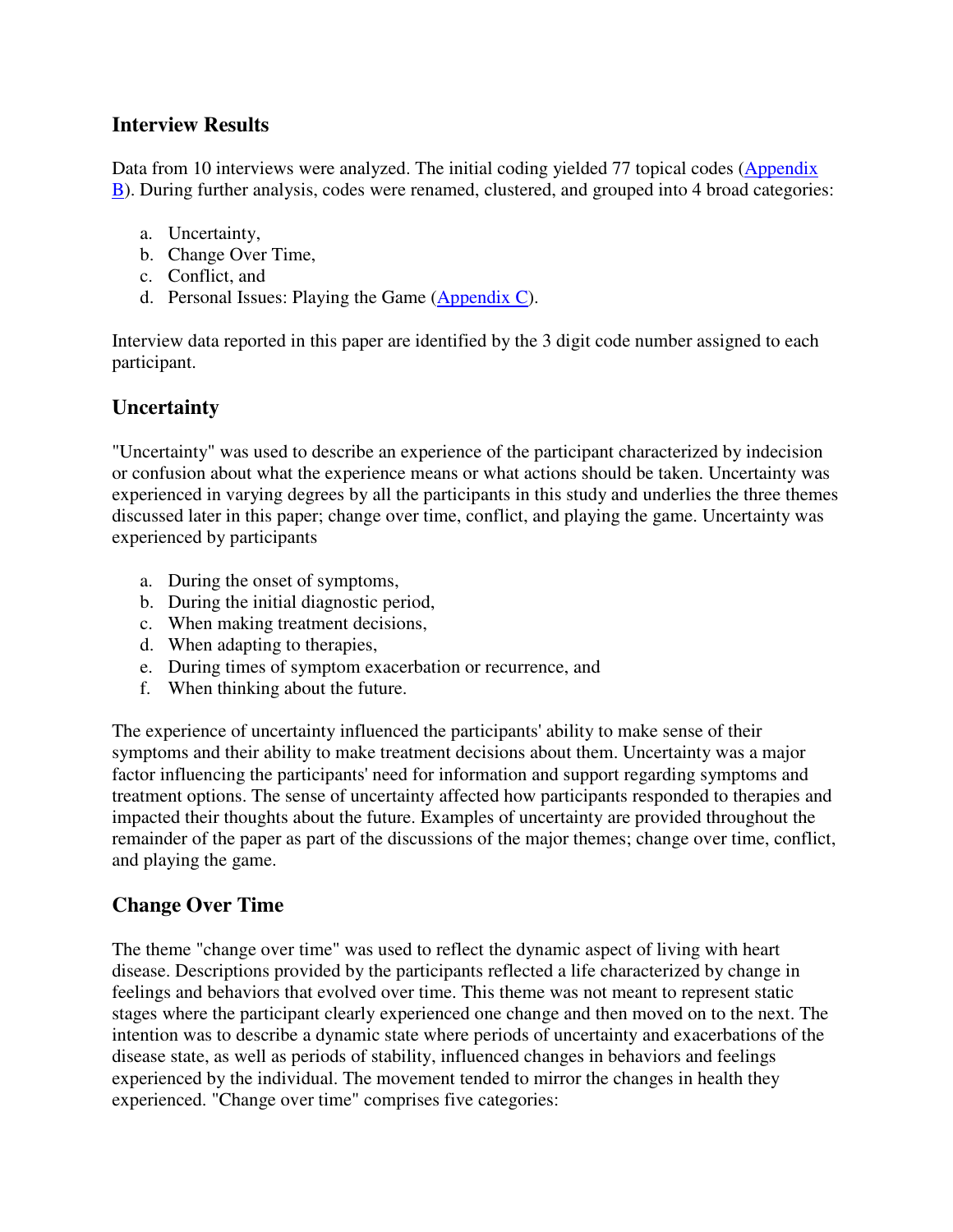## Interview Results

Data from 10 interviews were analyzed. The initial coding yielded 77 topical codes (Appendix B). During further analysis, codes were renamed, clustered, and grouped into 4 broad categories:

a. Uncertainty,
b. Change Over Time,
c. Conflict, and
d. Personal Issues: Playing the Game (Appendix C).

Interview data reported in this paper are identified by the 3 digit code number assigned to each participant.

## Uncertainty

"Uncertainty" was used to describe an experience of the participant characterized by indecision or confusion about what the experience means or what actions should be taken. Uncertainty was experienced in varying degrees by all the participants in this study and underlies the three themes discussed later in this paper; change over time, conflict, and playing the game. Uncertainty was experienced by participants

a. During the onset of symptoms,
b. During the initial diagnostic period,
c. When making treatment decisions,
d. When adapting to therapies,
e. During times of symptom exacerbation or recurrence, and
f. When thinking about the future.

The experience of uncertainty influenced the participants' ability to make sense of their symptoms and their ability to make treatment decisions about them. Uncertainty was a major factor influencing the participants' need for information and support regarding symptoms and treatment options. The sense of uncertainty affected how participants responded to therapies and impacted their thoughts about the future. Examples of uncertainty are provided throughout the remainder of the paper as part of the discussions of the major themes; change over time, conflict, and playing the game.

## Change Over Time

The theme "change over time" was used to reflect the dynamic aspect of living with heart disease. Descriptions provided by the participants reflected a life characterized by change in feelings and behaviors that evolved over time. This theme was not meant to represent static stages where the participant clearly experienced one change and then moved on to the next. The intention was to describe a dynamic state where periods of uncertainty and exacerbations of the disease state, as well as periods of stability, influenced changes in behaviors and feelings experienced by the individual. The movement tended to mirror the changes in health they experienced. "Change over time" comprises five categories: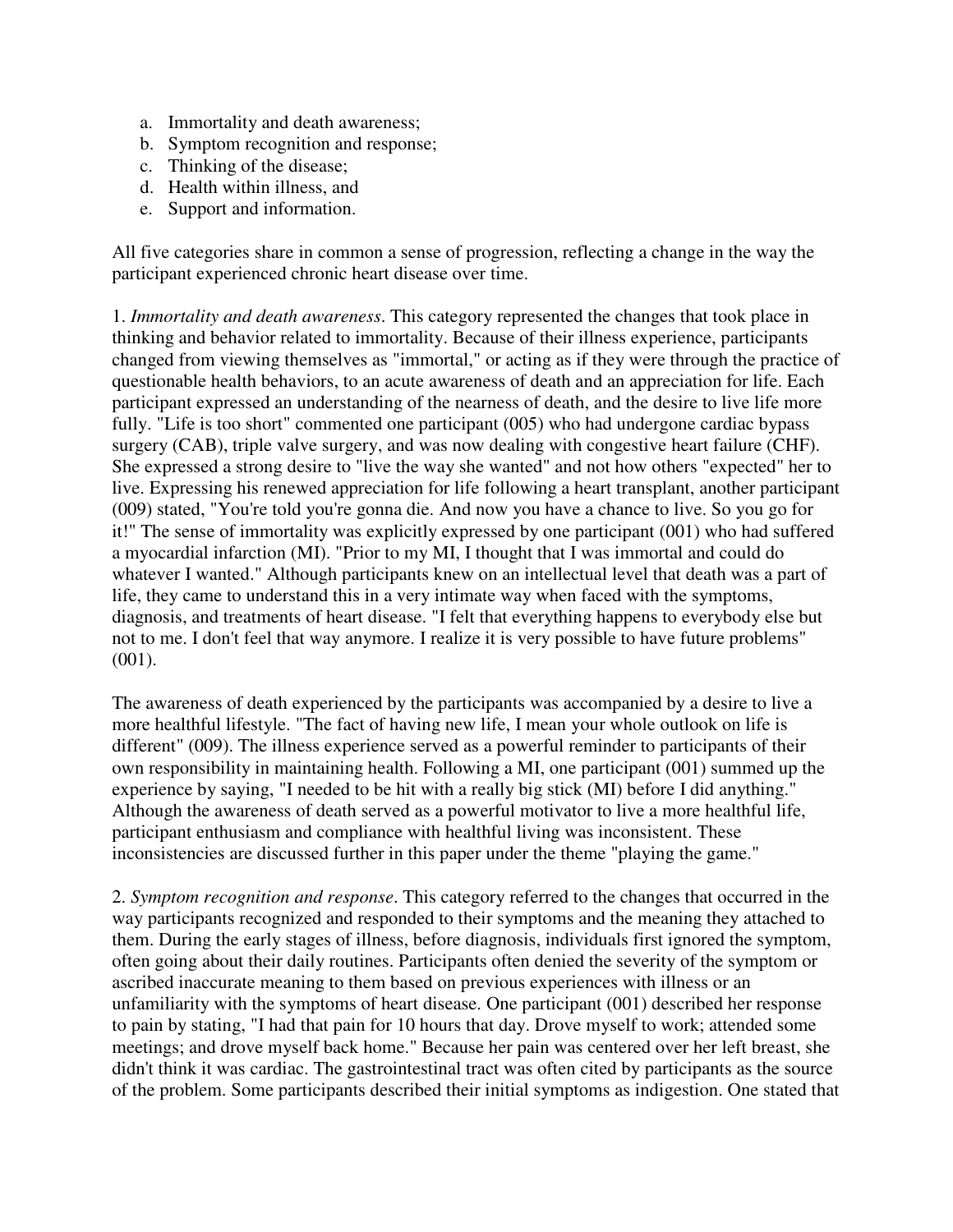a. Immortality and death awareness;
b. Symptom recognition and response;
c. Thinking of the disease;
d. Health within illness, and
e. Support and information.

All five categories share in common a sense of progression, reflecting a change in the way the participant experienced chronic heart disease over time.

1. *Immortality and death awareness*. This category represented the changes that took place in thinking and behavior related to immortality. Because of their illness experience, participants changed from viewing themselves as "immortal," or acting as if they were through the practice of questionable health behaviors, to an acute awareness of death and an appreciation for life. Each participant expressed an understanding of the nearness of death, and the desire to live life more fully. "Life is too short" commented one participant (005) who had undergone cardiac bypass surgery (CAB), triple valve surgery, and was now dealing with congestive heart failure (CHF). She expressed a strong desire to "live the way she wanted" and not how others "expected" her to live. Expressing his renewed appreciation for life following a heart transplant, another participant (009) stated, "You're told you're gonna die. And now you have a chance to live. So you go for it!" The sense of immortality was explicitly expressed by one participant (001) who had suffered a myocardial infarction (MI). "Prior to my MI, I thought that I was immortal and could do whatever I wanted." Although participants knew on an intellectual level that death was a part of life, they came to understand this in a very intimate way when faced with the symptoms, diagnosis, and treatments of heart disease. "I felt that everything happens to everybody else but not to me. I don't feel that way anymore. I realize it is very possible to have future problems" (001).

The awareness of death experienced by the participants was accompanied by a desire to live a more healthful lifestyle. "The fact of having new life, I mean your whole outlook on life is different" (009). The illness experience served as a powerful reminder to participants of their own responsibility in maintaining health. Following a MI, one participant (001) summed up the experience by saying, "I needed to be hit with a really big stick (MI) before I did anything." Although the awareness of death served as a powerful motivator to live a more healthful life, participant enthusiasm and compliance with healthful living was inconsistent. These inconsistencies are discussed further in this paper under the theme "playing the game."

2. *Symptom recognition and response*. This category referred to the changes that occurred in the way participants recognized and responded to their symptoms and the meaning they attached to them. During the early stages of illness, before diagnosis, individuals first ignored the symptom, often going about their daily routines. Participants often denied the severity of the symptom or ascribed inaccurate meaning to them based on previous experiences with illness or an unfamiliarity with the symptoms of heart disease. One participant (001) described her response to pain by stating, "I had that pain for 10 hours that day. Drove myself to work; attended some meetings; and drove myself back home." Because her pain was centered over her left breast, she didn't think it was cardiac. The gastrointestinal tract was often cited by participants as the source of the problem. Some participants described their initial symptoms as indigestion. One stated that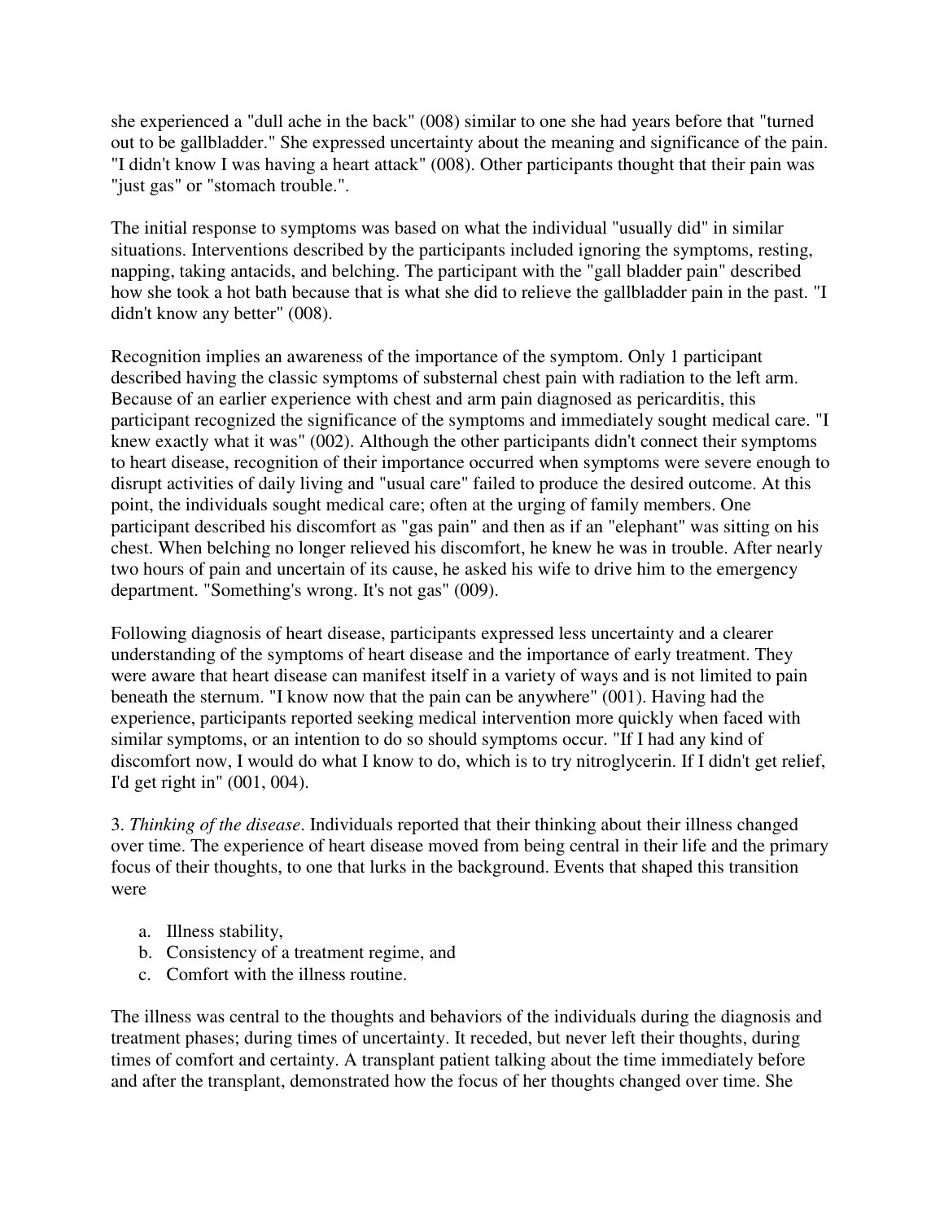she experienced a "dull ache in the back" (008) similar to one she had years before that "turned out to be gallbladder." She expressed uncertainty about the meaning and significance of the pain. "I didn't know I was having a heart attack" (008). Other participants thought that their pain was "just gas" or "stomach trouble.".

The initial response to symptoms was based on what the individual "usually did" in similar situations. Interventions described by the participants included ignoring the symptoms, resting, napping, taking antacids, and belching. The participant with the "gall bladder pain" described how she took a hot bath because that is what she did to relieve the gallbladder pain in the past. "I didn't know any better" (008).

Recognition implies an awareness of the importance of the symptom. Only 1 participant described having the classic symptoms of substernal chest pain with radiation to the left arm. Because of an earlier experience with chest and arm pain diagnosed as pericarditis, this participant recognized the significance of the symptoms and immediately sought medical care. "I knew exactly what it was" (002). Although the other participants didn't connect their symptoms to heart disease, recognition of their importance occurred when symptoms were severe enough to disrupt activities of daily living and "usual care" failed to produce the desired outcome. At this point, the individuals sought medical care; often at the urging of family members. One participant described his discomfort as "gas pain" and then as if an "elephant" was sitting on his chest. When belching no longer relieved his discomfort, he knew he was in trouble. After nearly two hours of pain and uncertain of its cause, he asked his wife to drive him to the emergency department. "Something's wrong. It's not gas" (009).

Following diagnosis of heart disease, participants expressed less uncertainty and a clearer understanding of the symptoms of heart disease and the importance of early treatment. They were aware that heart disease can manifest itself in a variety of ways and is not limited to pain beneath the sternum. "I know now that the pain can be anywhere" (001). Having had the experience, participants reported seeking medical intervention more quickly when faced with similar symptoms, or an intention to do so should symptoms occur. "If I had any kind of discomfort now, I would do what I know to do, which is to try nitroglycerin. If I didn't get relief, I'd get right in" (001, 004).

3. *Thinking of the disease*. Individuals reported that their thinking about their illness changed over time. The experience of heart disease moved from being central in their life and the primary focus of their thoughts, to one that lurks in the background. Events that shaped this transition were

a. Illness stability,
b. Consistency of a treatment regime, and
c. Comfort with the illness routine.

The illness was central to the thoughts and behaviors of the individuals during the diagnosis and treatment phases; during times of uncertainty. It receded, but never left their thoughts, during times of comfort and certainty. A transplant patient talking about the time immediately before and after the transplant, demonstrated how the focus of her thoughts changed over time. She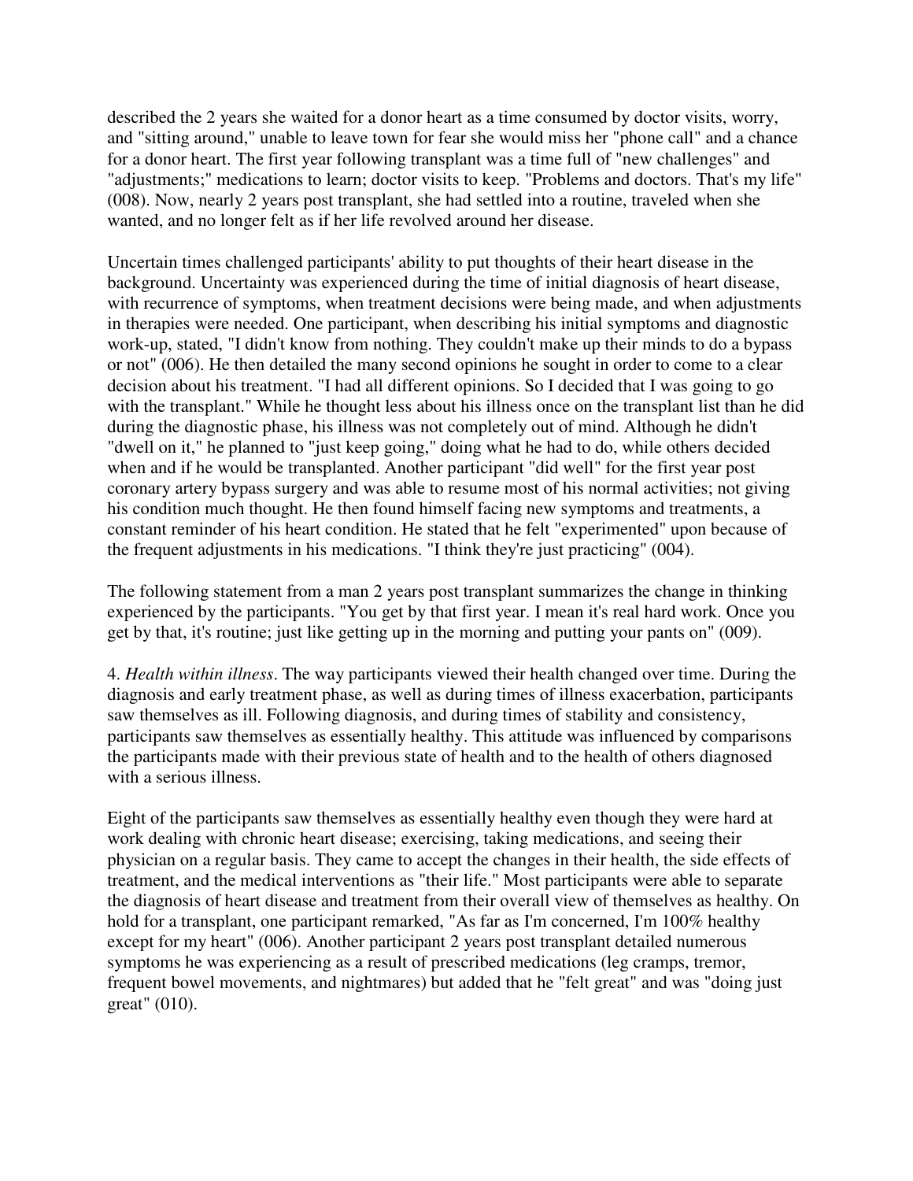described the 2 years she waited for a donor heart as a time consumed by doctor visits, worry, and "sitting around," unable to leave town for fear she would miss her "phone call" and a chance for a donor heart. The first year following transplant was a time full of "new challenges" and "adjustments;" medications to learn; doctor visits to keep. "Problems and doctors. That's my life" (008). Now, nearly 2 years post transplant, she had settled into a routine, traveled when she wanted, and no longer felt as if her life revolved around her disease.

Uncertain times challenged participants' ability to put thoughts of their heart disease in the background. Uncertainty was experienced during the time of initial diagnosis of heart disease, with recurrence of symptoms, when treatment decisions were being made, and when adjustments in therapies were needed. One participant, when describing his initial symptoms and diagnostic work-up, stated, "I didn't know from nothing. They couldn't make up their minds to do a bypass or not" (006). He then detailed the many second opinions he sought in order to come to a clear decision about his treatment. "I had all different opinions. So I decided that I was going to go with the transplant." While he thought less about his illness once on the transplant list than he did during the diagnostic phase, his illness was not completely out of mind. Although he didn't "dwell on it," he planned to "just keep going," doing what he had to do, while others decided when and if he would be transplanted. Another participant "did well" for the first year post coronary artery bypass surgery and was able to resume most of his normal activities; not giving his condition much thought. He then found himself facing new symptoms and treatments, a constant reminder of his heart condition. He stated that he felt "experimented" upon because of the frequent adjustments in his medications. "I think they're just practicing" (004).

The following statement from a man 2 years post transplant summarizes the change in thinking experienced by the participants. "You get by that first year. I mean it's real hard work. Once you get by that, it's routine; just like getting up in the morning and putting your pants on" (009).

4. *Health within illness*. The way participants viewed their health changed over time. During the diagnosis and early treatment phase, as well as during times of illness exacerbation, participants saw themselves as ill. Following diagnosis, and during times of stability and consistency, participants saw themselves as essentially healthy. This attitude was influenced by comparisons the participants made with their previous state of health and to the health of others diagnosed with a serious illness.

Eight of the participants saw themselves as essentially healthy even though they were hard at work dealing with chronic heart disease; exercising, taking medications, and seeing their physician on a regular basis. They came to accept the changes in their health, the side effects of treatment, and the medical interventions as "their life." Most participants were able to separate the diagnosis of heart disease and treatment from their overall view of themselves as healthy. On hold for a transplant, one participant remarked, "As far as I'm concerned, I'm 100% healthy except for my heart" (006). Another participant 2 years post transplant detailed numerous symptoms he was experiencing as a result of prescribed medications (leg cramps, tremor, frequent bowel movements, and nightmares) but added that he "felt great" and was "doing just great" (010).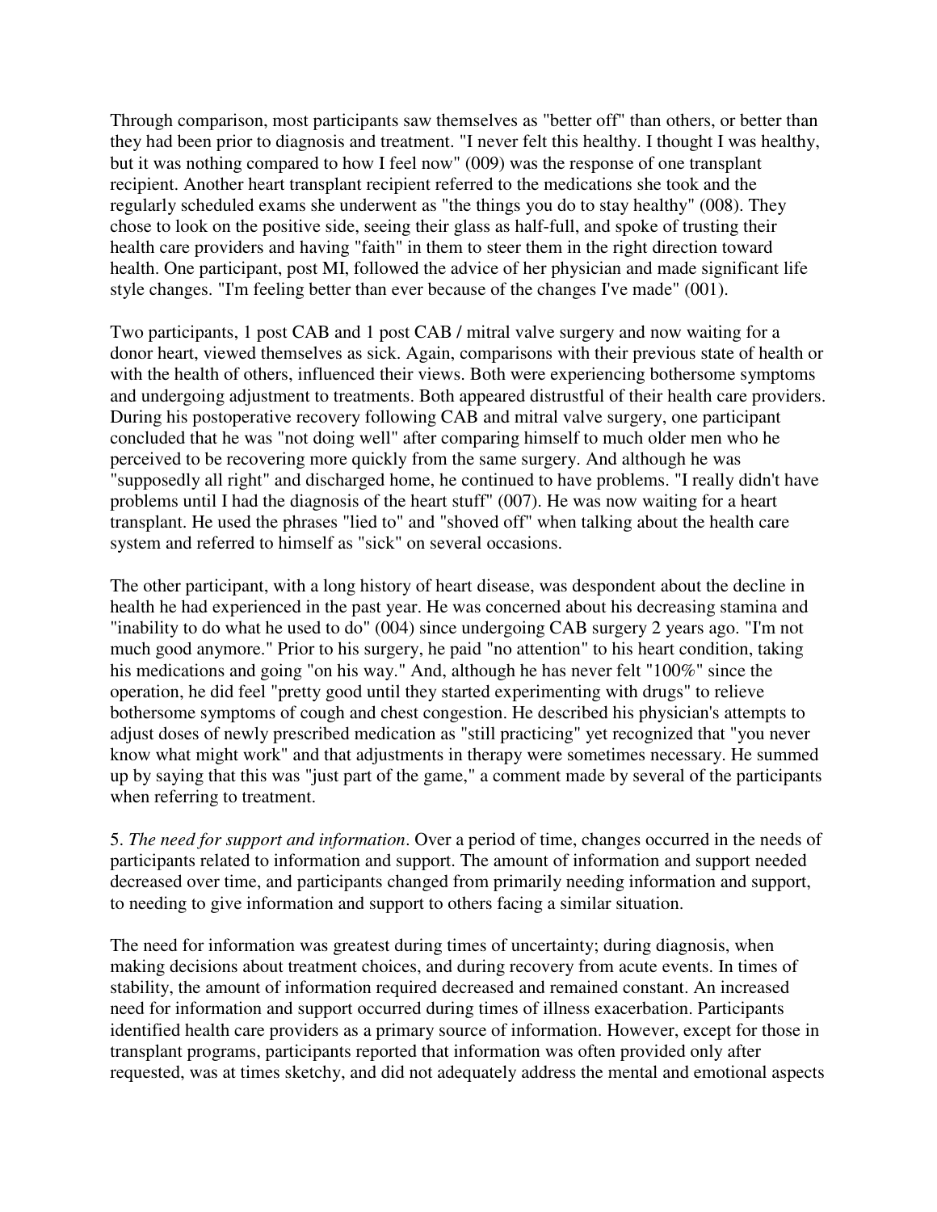Through comparison, most participants saw themselves as "better off" than others, or better than they had been prior to diagnosis and treatment. "I never felt this healthy. I thought I was healthy, but it was nothing compared to how I feel now" (009) was the response of one transplant recipient. Another heart transplant recipient referred to the medications she took and the regularly scheduled exams she underwent as "the things you do to stay healthy" (008). They chose to look on the positive side, seeing their glass as half-full, and spoke of trusting their health care providers and having "faith" in them to steer them in the right direction toward health. One participant, post MI, followed the advice of her physician and made significant life style changes. "I'm feeling better than ever because of the changes I've made" (001).

Two participants, 1 post CAB and 1 post CAB / mitral valve surgery and now waiting for a donor heart, viewed themselves as sick. Again, comparisons with their previous state of health or with the health of others, influenced their views. Both were experiencing bothersome symptoms and undergoing adjustment to treatments. Both appeared distrustful of their health care providers. During his postoperative recovery following CAB and mitral valve surgery, one participant concluded that he was "not doing well" after comparing himself to much older men who he perceived to be recovering more quickly from the same surgery. And although he was "supposedly all right" and discharged home, he continued to have problems. "I really didn't have problems until I had the diagnosis of the heart stuff" (007). He was now waiting for a heart transplant. He used the phrases "lied to" and "shoved off" when talking about the health care system and referred to himself as "sick" on several occasions.

The other participant, with a long history of heart disease, was despondent about the decline in health he had experienced in the past year. He was concerned about his decreasing stamina and "inability to do what he used to do" (004) since undergoing CAB surgery 2 years ago. "I'm not much good anymore." Prior to his surgery, he paid "no attention" to his heart condition, taking his medications and going "on his way." And, although he has never felt "100%" since the operation, he did feel "pretty good until they started experimenting with drugs" to relieve bothersome symptoms of cough and chest congestion. He described his physician's attempts to adjust doses of newly prescribed medication as "still practicing" yet recognized that "you never know what might work" and that adjustments in therapy were sometimes necessary. He summed up by saying that this was "just part of the game," a comment made by several of the participants when referring to treatment.

5. *The need for support and information*. Over a period of time, changes occurred in the needs of participants related to information and support. The amount of information and support needed decreased over time, and participants changed from primarily needing information and support, to needing to give information and support to others facing a similar situation.

The need for information was greatest during times of uncertainty; during diagnosis, when making decisions about treatment choices, and during recovery from acute events. In times of stability, the amount of information required decreased and remained constant. An increased need for information and support occurred during times of illness exacerbation. Participants identified health care providers as a primary source of information. However, except for those in transplant programs, participants reported that information was often provided only after requested, was at times sketchy, and did not adequately address the mental and emotional aspects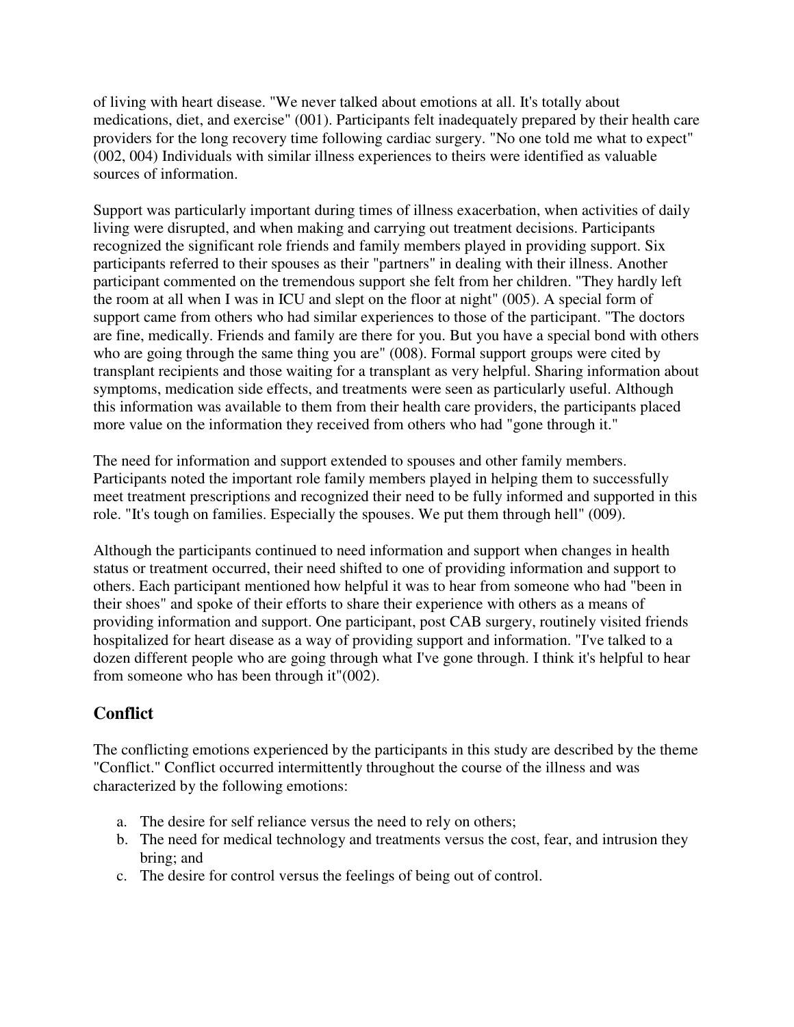of living with heart disease. "We never talked about emotions at all. It's totally about medications, diet, and exercise" (001). Participants felt inadequately prepared by their health care providers for the long recovery time following cardiac surgery. "No one told me what to expect" (002, 004) Individuals with similar illness experiences to theirs were identified as valuable sources of information.

Support was particularly important during times of illness exacerbation, when activities of daily living were disrupted, and when making and carrying out treatment decisions. Participants recognized the significant role friends and family members played in providing support. Six participants referred to their spouses as their "partners" in dealing with their illness. Another participant commented on the tremendous support she felt from her children. "They hardly left the room at all when I was in ICU and slept on the floor at night" (005). A special form of support came from others who had similar experiences to those of the participant. "The doctors are fine, medically. Friends and family are there for you. But you have a special bond with others who are going through the same thing you are" (008). Formal support groups were cited by transplant recipients and those waiting for a transplant as very helpful. Sharing information about symptoms, medication side effects, and treatments were seen as particularly useful. Although this information was available to them from their health care providers, the participants placed more value on the information they received from others who had "gone through it."

The need for information and support extended to spouses and other family members. Participants noted the important role family members played in helping them to successfully meet treatment prescriptions and recognized their need to be fully informed and supported in this role. "It's tough on families. Especially the spouses. We put them through hell" (009).

Although the participants continued to need information and support when changes in health status or treatment occurred, their need shifted to one of providing information and support to others. Each participant mentioned how helpful it was to hear from someone who had "been in their shoes" and spoke of their efforts to share their experience with others as a means of providing information and support. One participant, post CAB surgery, routinely visited friends hospitalized for heart disease as a way of providing support and information. "I've talked to a dozen different people who are going through what I've gone through. I think it's helpful to hear from someone who has been through it"(002).

## Conflict

The conflicting emotions experienced by the participants in this study are described by the theme "Conflict." Conflict occurred intermittently throughout the course of the illness and was characterized by the following emotions:

a. The desire for self reliance versus the need to rely on others;
b. The need for medical technology and treatments versus the cost, fear, and intrusion they bring; and
c. The desire for control versus the feelings of being out of control.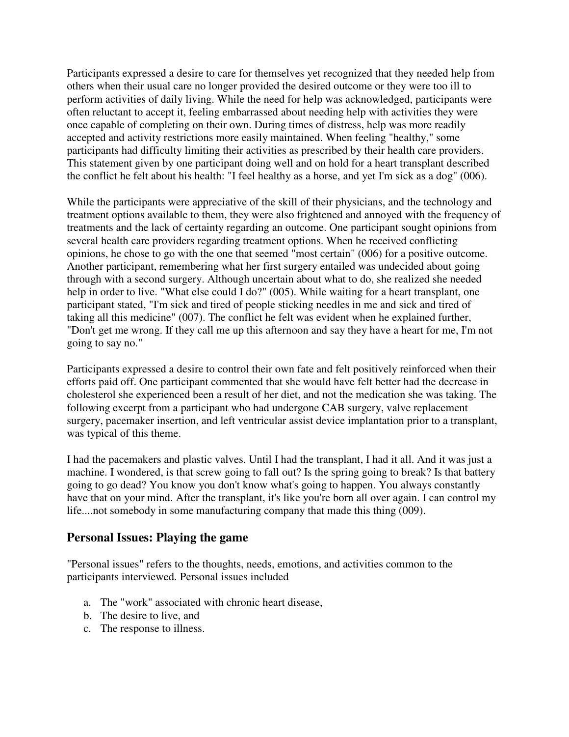Participants expressed a desire to care for themselves yet recognized that they needed help from others when their usual care no longer provided the desired outcome or they were too ill to perform activities of daily living. While the need for help was acknowledged, participants were often reluctant to accept it, feeling embarrassed about needing help with activities they were once capable of completing on their own. During times of distress, help was more readily accepted and activity restrictions more easily maintained. When feeling "healthy," some participants had difficulty limiting their activities as prescribed by their health care providers. This statement given by one participant doing well and on hold for a heart transplant described the conflict he felt about his health: "I feel healthy as a horse, and yet I'm sick as a dog" (006).

While the participants were appreciative of the skill of their physicians, and the technology and treatment options available to them, they were also frightened and annoyed with the frequency of treatments and the lack of certainty regarding an outcome. One participant sought opinions from several health care providers regarding treatment options. When he received conflicting opinions, he chose to go with the one that seemed "most certain" (006) for a positive outcome. Another participant, remembering what her first surgery entailed was undecided about going through with a second surgery. Although uncertain about what to do, she realized she needed help in order to live. "What else could I do?" (005). While waiting for a heart transplant, one participant stated, "I'm sick and tired of people sticking needles in me and sick and tired of taking all this medicine" (007). The conflict he felt was evident when he explained further, "Don't get me wrong. If they call me up this afternoon and say they have a heart for me, I'm not going to say no."

Participants expressed a desire to control their own fate and felt positively reinforced when their efforts paid off. One participant commented that she would have felt better had the decrease in cholesterol she experienced been a result of her diet, and not the medication she was taking. The following excerpt from a participant who had undergone CAB surgery, valve replacement surgery, pacemaker insertion, and left ventricular assist device implantation prior to a transplant, was typical of this theme.

I had the pacemakers and plastic valves. Until I had the transplant, I had it all. And it was just a machine. I wondered, is that screw going to fall out? Is the spring going to break? Is that battery going to go dead? You know you don't know what's going to happen. You always constantly have that on your mind. After the transplant, it's like you're born all over again. I can control my life....not somebody in some manufacturing company that made this thing (009).

## Personal Issues: Playing the game

"Personal issues" refers to the thoughts, needs, emotions, and activities common to the participants interviewed. Personal issues included

a. The "work" associated with chronic heart disease,
b. The desire to live, and
c. The response to illness.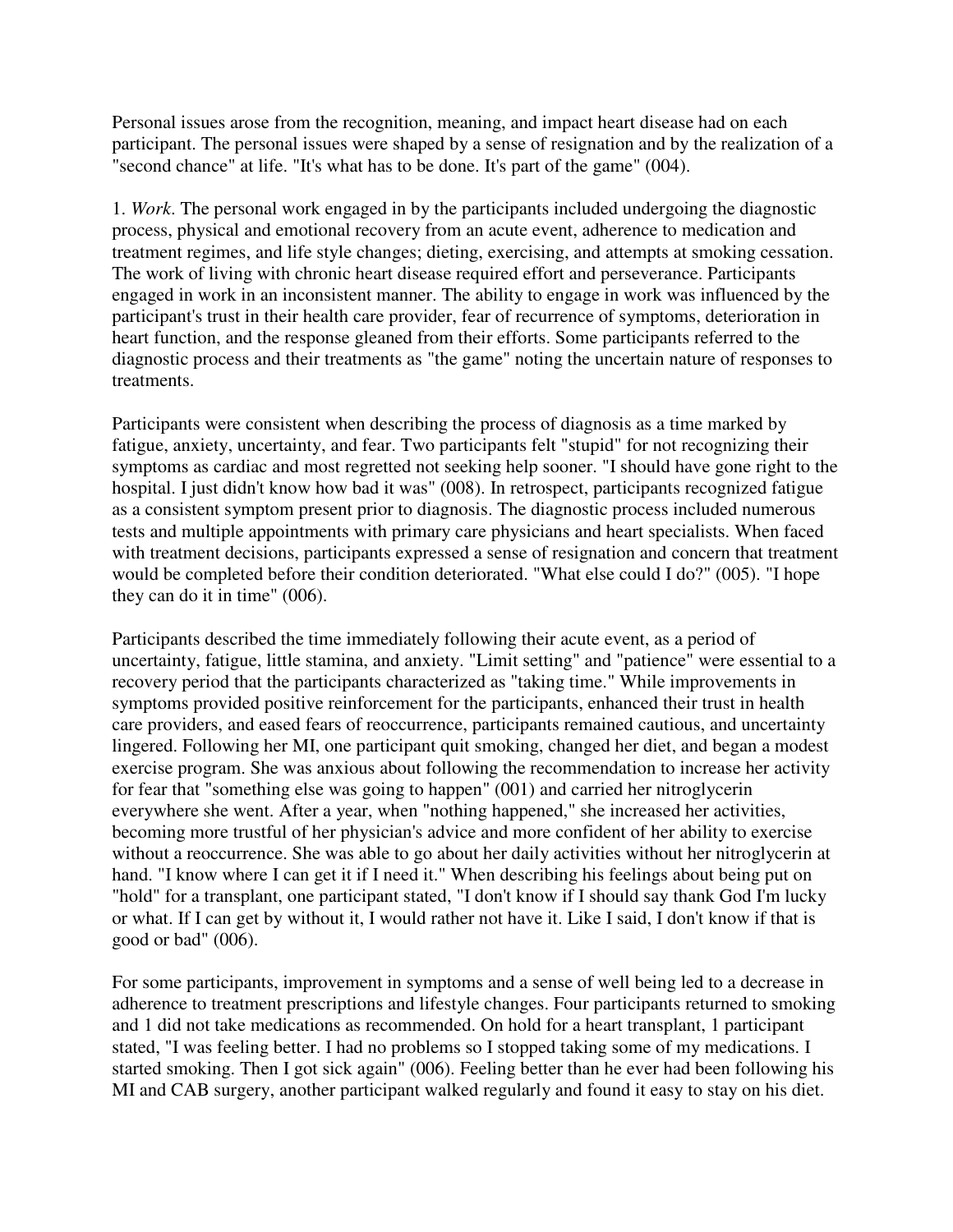Personal issues arose from the recognition, meaning, and impact heart disease had on each participant. The personal issues were shaped by a sense of resignation and by the realization of a "second chance" at life. "It's what has to be done. It's part of the game" (004).

1. *Work*. The personal work engaged in by the participants included undergoing the diagnostic process, physical and emotional recovery from an acute event, adherence to medication and treatment regimes, and life style changes; dieting, exercising, and attempts at smoking cessation. The work of living with chronic heart disease required effort and perseverance. Participants engaged in work in an inconsistent manner. The ability to engage in work was influenced by the participant's trust in their health care provider, fear of recurrence of symptoms, deterioration in heart function, and the response gleaned from their efforts. Some participants referred to the diagnostic process and their treatments as "the game" noting the uncertain nature of responses to treatments.

Participants were consistent when describing the process of diagnosis as a time marked by fatigue, anxiety, uncertainty, and fear. Two participants felt "stupid" for not recognizing their symptoms as cardiac and most regretted not seeking help sooner. "I should have gone right to the hospital. I just didn't know how bad it was" (008). In retrospect, participants recognized fatigue as a consistent symptom present prior to diagnosis. The diagnostic process included numerous tests and multiple appointments with primary care physicians and heart specialists. When faced with treatment decisions, participants expressed a sense of resignation and concern that treatment would be completed before their condition deteriorated. "What else could I do?" (005). "I hope they can do it in time" (006).

Participants described the time immediately following their acute event, as a period of uncertainty, fatigue, little stamina, and anxiety. "Limit setting" and "patience" were essential to a recovery period that the participants characterized as "taking time." While improvements in symptoms provided positive reinforcement for the participants, enhanced their trust in health care providers, and eased fears of reoccurrence, participants remained cautious, and uncertainty lingered. Following her MI, one participant quit smoking, changed her diet, and began a modest exercise program. She was anxious about following the recommendation to increase her activity for fear that "something else was going to happen" (001) and carried her nitroglycerin everywhere she went. After a year, when "nothing happened," she increased her activities, becoming more trustful of her physician's advice and more confident of her ability to exercise without a reoccurrence. She was able to go about her daily activities without her nitroglycerin at hand. "I know where I can get it if I need it." When describing his feelings about being put on "hold" for a transplant, one participant stated, "I don't know if I should say thank God I'm lucky or what. If I can get by without it, I would rather not have it. Like I said, I don't know if that is good or bad" (006).

For some participants, improvement in symptoms and a sense of well being led to a decrease in adherence to treatment prescriptions and lifestyle changes. Four participants returned to smoking and 1 did not take medications as recommended. On hold for a heart transplant, 1 participant stated, "I was feeling better. I had no problems so I stopped taking some of my medications. I started smoking. Then I got sick again" (006). Feeling better than he ever had been following his MI and CAB surgery, another participant walked regularly and found it easy to stay on his diet.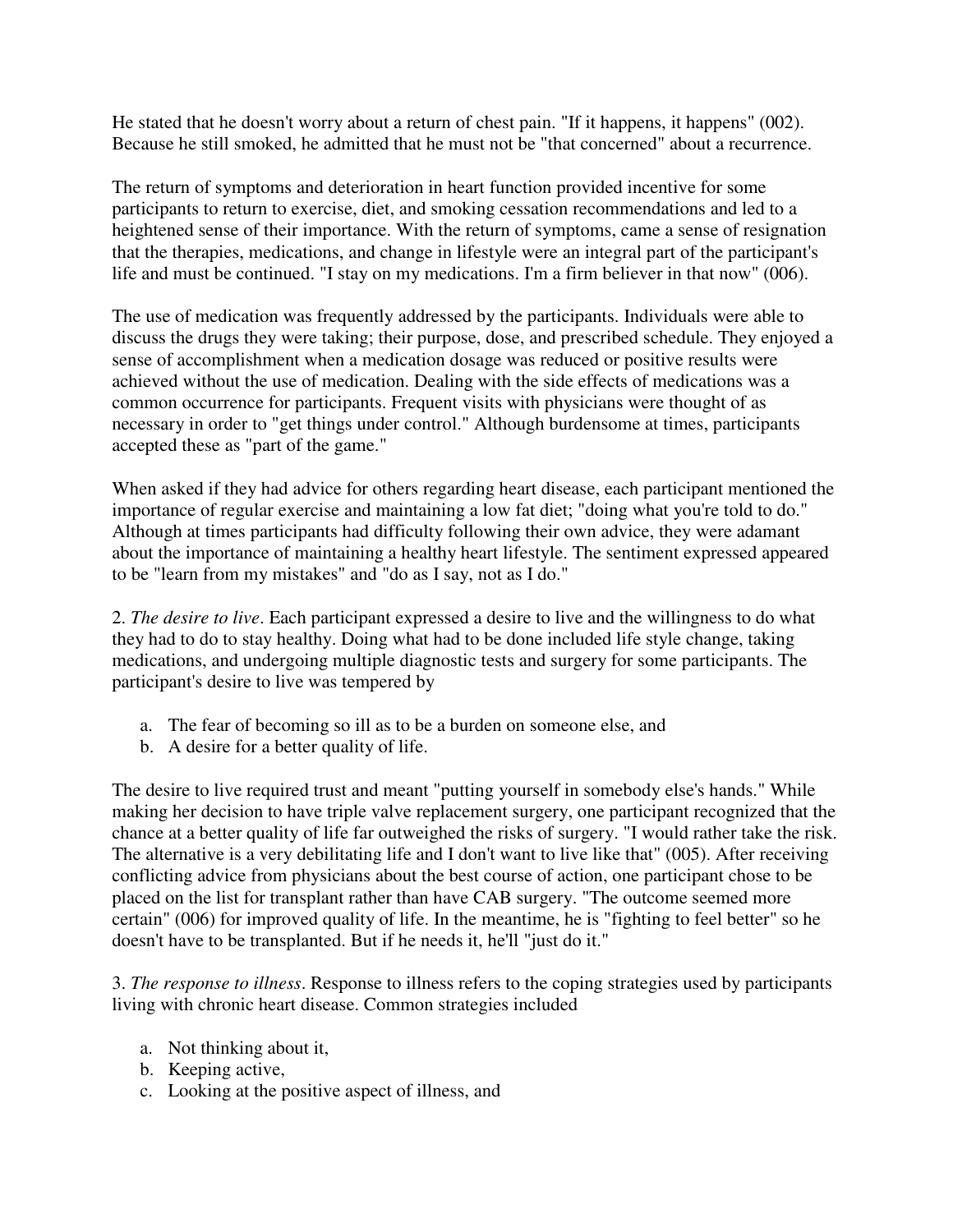He stated that he doesn't worry about a return of chest pain. "If it happens, it happens" (002). Because he still smoked, he admitted that he must not be "that concerned" about a recurrence.

The return of symptoms and deterioration in heart function provided incentive for some participants to return to exercise, diet, and smoking cessation recommendations and led to a heightened sense of their importance. With the return of symptoms, came a sense of resignation that the therapies, medications, and change in lifestyle were an integral part of the participant's life and must be continued. "I stay on my medications. I'm a firm believer in that now" (006).

The use of medication was frequently addressed by the participants. Individuals were able to discuss the drugs they were taking; their purpose, dose, and prescribed schedule. They enjoyed a sense of accomplishment when a medication dosage was reduced or positive results were achieved without the use of medication. Dealing with the side effects of medications was a common occurrence for participants. Frequent visits with physicians were thought of as necessary in order to "get things under control." Although burdensome at times, participants accepted these as "part of the game."

When asked if they had advice for others regarding heart disease, each participant mentioned the importance of regular exercise and maintaining a low fat diet; "doing what you're told to do." Although at times participants had difficulty following their own advice, they were adamant about the importance of maintaining a healthy heart lifestyle. The sentiment expressed appeared to be "learn from my mistakes" and "do as I say, not as I do."

2. *The desire to live*. Each participant expressed a desire to live and the willingness to do what they had to do to stay healthy. Doing what had to be done included life style change, taking medications, and undergoing multiple diagnostic tests and surgery for some participants. The participant's desire to live was tempered by

a. The fear of becoming so ill as to be a burden on someone else, and
b. A desire for a better quality of life.

The desire to live required trust and meant "putting yourself in somebody else's hands." While making her decision to have triple valve replacement surgery, one participant recognized that the chance at a better quality of life far outweighed the risks of surgery. "I would rather take the risk. The alternative is a very debilitating life and I don't want to live like that" (005). After receiving conflicting advice from physicians about the best course of action, one participant chose to be placed on the list for transplant rather than have CAB surgery. "The outcome seemed more certain" (006) for improved quality of life. In the meantime, he is "fighting to feel better" so he doesn't have to be transplanted. But if he needs it, he'll "just do it."

3. *The response to illness*. Response to illness refers to the coping strategies used by participants living with chronic heart disease. Common strategies included

a. Not thinking about it,
b. Keeping active,
c. Looking at the positive aspect of illness, and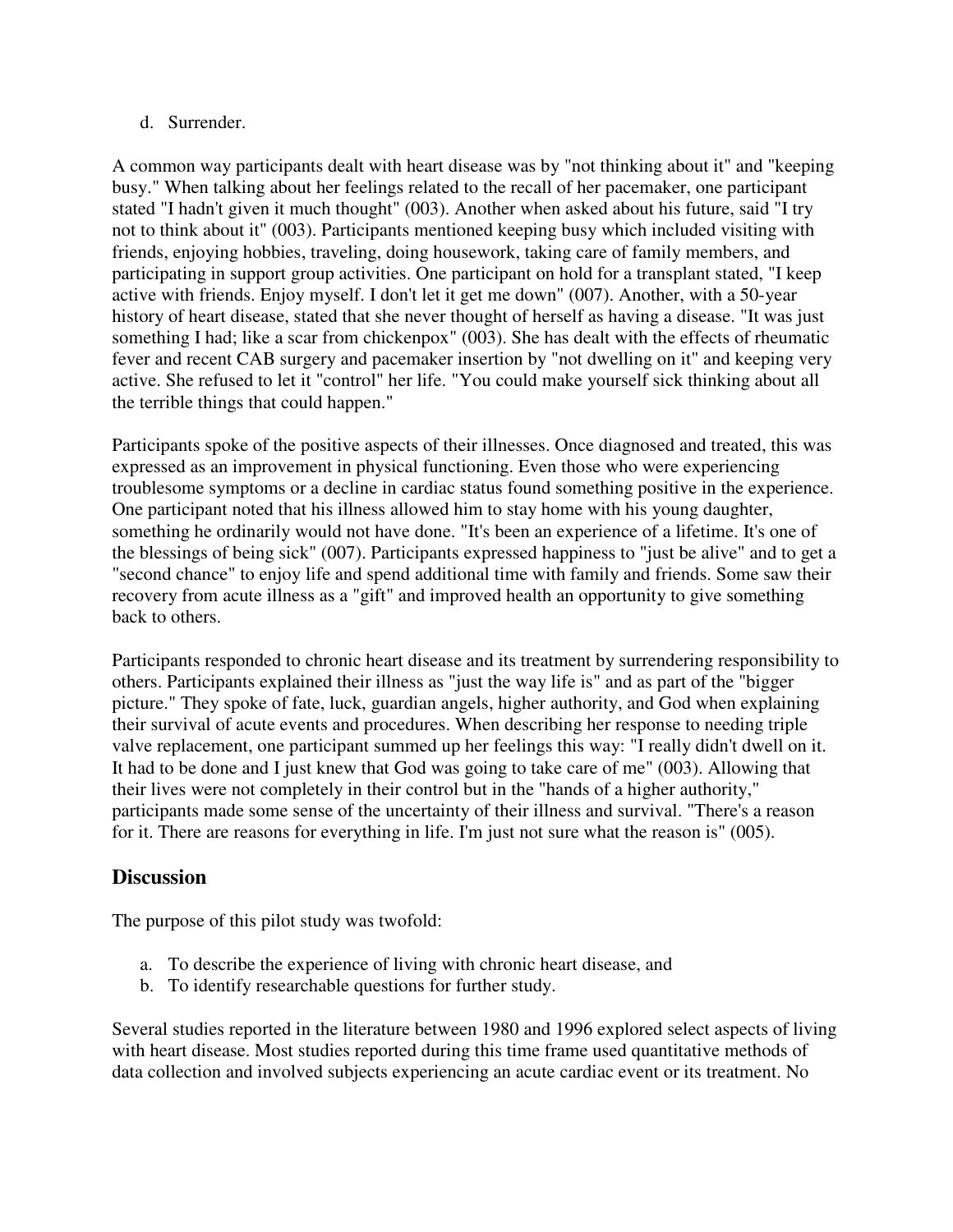d. Surrender.

A common way participants dealt with heart disease was by "not thinking about it" and "keeping busy." When talking about her feelings related to the recall of her pacemaker, one participant stated "I hadn't given it much thought" (003). Another when asked about his future, said "I try not to think about it" (003). Participants mentioned keeping busy which included visiting with friends, enjoying hobbies, traveling, doing housework, taking care of family members, and participating in support group activities. One participant on hold for a transplant stated, "I keep active with friends. Enjoy myself. I don't let it get me down" (007). Another, with a 50-year history of heart disease, stated that she never thought of herself as having a disease. "It was just something I had; like a scar from chickenpox" (003). She has dealt with the effects of rheumatic fever and recent CAB surgery and pacemaker insertion by "not dwelling on it" and keeping very active. She refused to let it "control" her life. "You could make yourself sick thinking about all the terrible things that could happen."

Participants spoke of the positive aspects of their illnesses. Once diagnosed and treated, this was expressed as an improvement in physical functioning. Even those who were experiencing troublesome symptoms or a decline in cardiac status found something positive in the experience. One participant noted that his illness allowed him to stay home with his young daughter, something he ordinarily would not have done. "It's been an experience of a lifetime. It's one of the blessings of being sick" (007). Participants expressed happiness to "just be alive" and to get a "second chance" to enjoy life and spend additional time with family and friends. Some saw their recovery from acute illness as a "gift" and improved health an opportunity to give something back to others.

Participants responded to chronic heart disease and its treatment by surrendering responsibility to others. Participants explained their illness as "just the way life is" and as part of the "bigger picture." They spoke of fate, luck, guardian angels, higher authority, and God when explaining their survival of acute events and procedures. When describing her response to needing triple valve replacement, one participant summed up her feelings this way: "I really didn't dwell on it. It had to be done and I just knew that God was going to take care of me" (003). Allowing that their lives were not completely in their control but in the "hands of a higher authority," participants made some sense of the uncertainty of their illness and survival. "There's a reason for it. There are reasons for everything in life. I'm just not sure what the reason is" (005).

## Discussion

The purpose of this pilot study was twofold:

a. To describe the experience of living with chronic heart disease, and
b. To identify researchable questions for further study.

Several studies reported in the literature between 1980 and 1996 explored select aspects of living with heart disease. Most studies reported during this time frame used quantitative methods of data collection and involved subjects experiencing an acute cardiac event or its treatment. No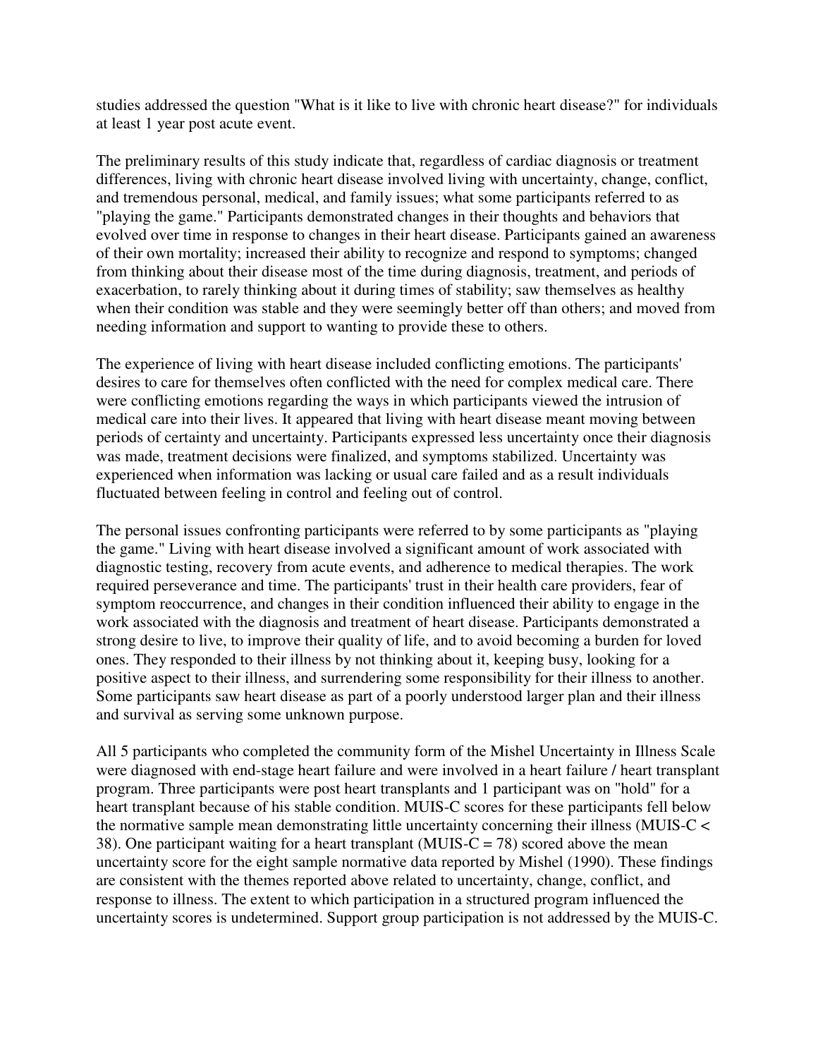studies addressed the question "What is it like to live with chronic heart disease?" for individuals at least 1 year post acute event.

The preliminary results of this study indicate that, regardless of cardiac diagnosis or treatment differences, living with chronic heart disease involved living with uncertainty, change, conflict, and tremendous personal, medical, and family issues; what some participants referred to as "playing the game." Participants demonstrated changes in their thoughts and behaviors that evolved over time in response to changes in their heart disease. Participants gained an awareness of their own mortality; increased their ability to recognize and respond to symptoms; changed from thinking about their disease most of the time during diagnosis, treatment, and periods of exacerbation, to rarely thinking about it during times of stability; saw themselves as healthy when their condition was stable and they were seemingly better off than others; and moved from needing information and support to wanting to provide these to others.

The experience of living with heart disease included conflicting emotions. The participants' desires to care for themselves often conflicted with the need for complex medical care. There were conflicting emotions regarding the ways in which participants viewed the intrusion of medical care into their lives. It appeared that living with heart disease meant moving between periods of certainty and uncertainty. Participants expressed less uncertainty once their diagnosis was made, treatment decisions were finalized, and symptoms stabilized. Uncertainty was experienced when information was lacking or usual care failed and as a result individuals fluctuated between feeling in control and feeling out of control.

The personal issues confronting participants were referred to by some participants as "playing the game." Living with heart disease involved a significant amount of work associated with diagnostic testing, recovery from acute events, and adherence to medical therapies. The work required perseverance and time. The participants' trust in their health care providers, fear of symptom reoccurrence, and changes in their condition influenced their ability to engage in the work associated with the diagnosis and treatment of heart disease. Participants demonstrated a strong desire to live, to improve their quality of life, and to avoid becoming a burden for loved ones. They responded to their illness by not thinking about it, keeping busy, looking for a positive aspect to their illness, and surrendering some responsibility for their illness to another. Some participants saw heart disease as part of a poorly understood larger plan and their illness and survival as serving some unknown purpose.

All 5 participants who completed the community form of the Mishel Uncertainty in Illness Scale were diagnosed with end-stage heart failure and were involved in a heart failure / heart transplant program. Three participants were post heart transplants and 1 participant was on "hold" for a heart transplant because of his stable condition. MUIS-C scores for these participants fell below the normative sample mean demonstrating little uncertainty concerning their illness (MUIS-C < 38). One participant waiting for a heart transplant (MUIS-C = 78) scored above the mean uncertainty score for the eight sample normative data reported by Mishel (1990). These findings are consistent with the themes reported above related to uncertainty, change, conflict, and response to illness. The extent to which participation in a structured program influenced the uncertainty scores is undetermined. Support group participation is not addressed by the MUIS-C.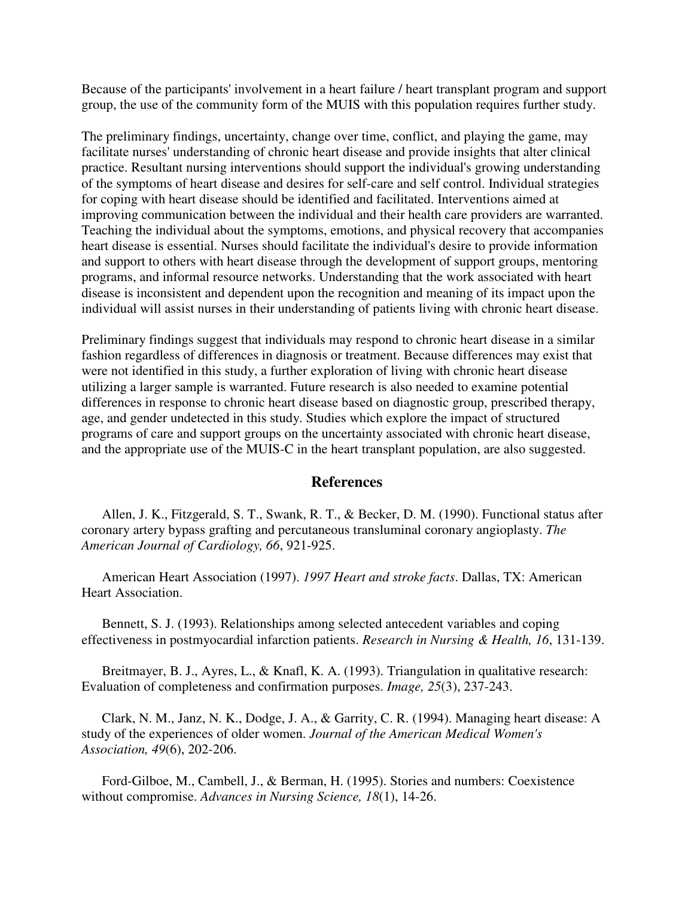Because of the participants' involvement in a heart failure / heart transplant program and support group, the use of the community form of the MUIS with this population requires further study.

The preliminary findings, uncertainty, change over time, conflict, and playing the game, may facilitate nurses' understanding of chronic heart disease and provide insights that alter clinical practice. Resultant nursing interventions should support the individual's growing understanding of the symptoms of heart disease and desires for self-care and self control. Individual strategies for coping with heart disease should be identified and facilitated. Interventions aimed at improving communication between the individual and their health care providers are warranted. Teaching the individual about the symptoms, emotions, and physical recovery that accompanies heart disease is essential. Nurses should facilitate the individual's desire to provide information and support to others with heart disease through the development of support groups, mentoring programs, and informal resource networks. Understanding that the work associated with heart disease is inconsistent and dependent upon the recognition and meaning of its impact upon the individual will assist nurses in their understanding of patients living with chronic heart disease.

Preliminary findings suggest that individuals may respond to chronic heart disease in a similar fashion regardless of differences in diagnosis or treatment. Because differences may exist that were not identified in this study, a further exploration of living with chronic heart disease utilizing a larger sample is warranted. Future research is also needed to examine potential differences in response to chronic heart disease based on diagnostic group, prescribed therapy, age, and gender undetected in this study. Studies which explore the impact of structured programs of care and support groups on the uncertainty associated with chronic heart disease, and the appropriate use of the MUIS-C in the heart transplant population, are also suggested.

## References

Allen, J. K., Fitzgerald, S. T., Swank, R. T., & Becker, D. M. (1990). Functional status after coronary artery bypass grafting and percutaneous transluminal coronary angioplasty. *The American Journal of Cardiology, 66*, 921-925.

American Heart Association (1997). *1997 Heart and stroke facts*. Dallas, TX: American Heart Association.

Bennett, S. J. (1993). Relationships among selected antecedent variables and coping effectiveness in postmyocardial infarction patients. *Research in Nursing & Health, 16*, 131-139.

Breitmayer, B. J., Ayres, L., & Knafl, K. A. (1993). Triangulation in qualitative research: Evaluation of completeness and confirmation purposes. *Image, 25*(3), 237-243.

Clark, N. M., Janz, N. K., Dodge, J. A., & Garrity, C. R. (1994). Managing heart disease: A study of the experiences of older women. *Journal of the American Medical Women's Association, 49*(6), 202-206.

Ford-Gilboe, M., Cambell, J., & Berman, H. (1995). Stories and numbers: Coexistence without compromise. *Advances in Nursing Science, 18*(1), 14-26.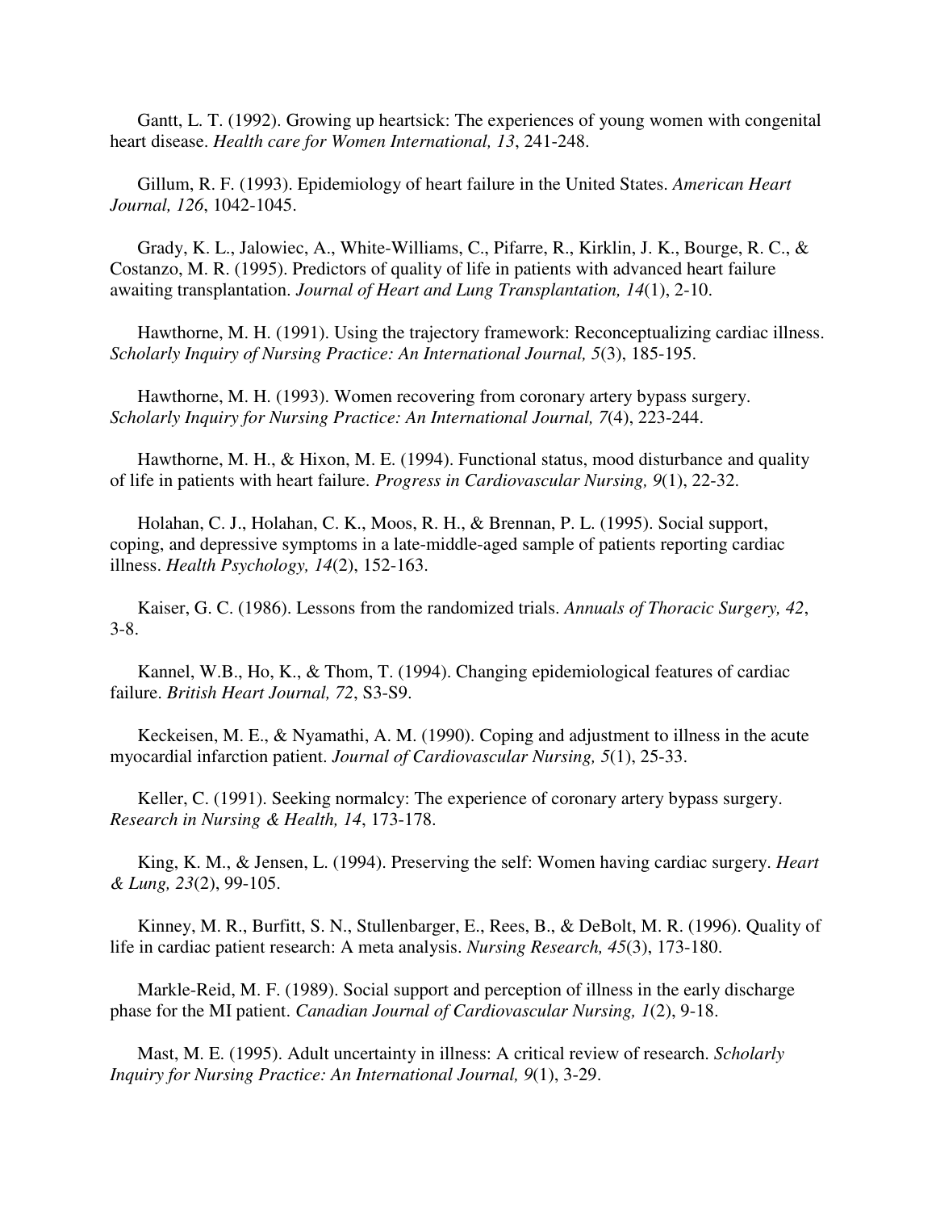Gantt, L. T. (1992). Growing up heartsick: The experiences of young women with congenital heart disease. *Health care for Women International, 13*, 241-248.

Gillum, R. F. (1993). Epidemiology of heart failure in the United States. *American Heart Journal, 126*, 1042-1045.

Grady, K. L., Jalowiec, A., White-Williams, C., Pifarre, R., Kirklin, J. K., Bourge, R. C., & Costanzo, M. R. (1995). Predictors of quality of life in patients with advanced heart failure awaiting transplantation. *Journal of Heart and Lung Transplantation, 14*(1), 2-10.

Hawthorne, M. H. (1991). Using the trajectory framework: Reconceptualizing cardiac illness. *Scholarly Inquiry of Nursing Practice: An International Journal, 5*(3), 185-195.

Hawthorne, M. H. (1993). Women recovering from coronary artery bypass surgery. *Scholarly Inquiry for Nursing Practice: An International Journal, 7*(4), 223-244.

Hawthorne, M. H., & Hixon, M. E. (1994). Functional status, mood disturbance and quality of life in patients with heart failure. *Progress in Cardiovascular Nursing, 9*(1), 22-32.

Holahan, C. J., Holahan, C. K., Moos, R. H., & Brennan, P. L. (1995). Social support, coping, and depressive symptoms in a late-middle-aged sample of patients reporting cardiac illness. *Health Psychology, 14*(2), 152-163.

Kaiser, G. C. (1986). Lessons from the randomized trials. *Annuals of Thoracic Surgery, 42*, 3-8.

Kannel, W.B., Ho, K., & Thom, T. (1994). Changing epidemiological features of cardiac failure. *British Heart Journal, 72*, S3-S9.

Keckeisen, M. E., & Nyamathi, A. M. (1990). Coping and adjustment to illness in the acute myocardial infarction patient. *Journal of Cardiovascular Nursing, 5*(1), 25-33.

Keller, C. (1991). Seeking normalcy: The experience of coronary artery bypass surgery. *Research in Nursing & Health, 14*, 173-178.

King, K. M., & Jensen, L. (1994). Preserving the self: Women having cardiac surgery. *Heart & Lung, 23*(2), 99-105.

Kinney, M. R., Burfitt, S. N., Stullenbarger, E., Rees, B., & DeBolt, M. R. (1996). Quality of life in cardiac patient research: A meta analysis. *Nursing Research, 45*(3), 173-180.

Markle-Reid, M. F. (1989). Social support and perception of illness in the early discharge phase for the MI patient. *Canadian Journal of Cardiovascular Nursing, 1*(2), 9-18.

Mast, M. E. (1995). Adult uncertainty in illness: A critical review of research. *Scholarly Inquiry for Nursing Practice: An International Journal, 9*(1), 3-29.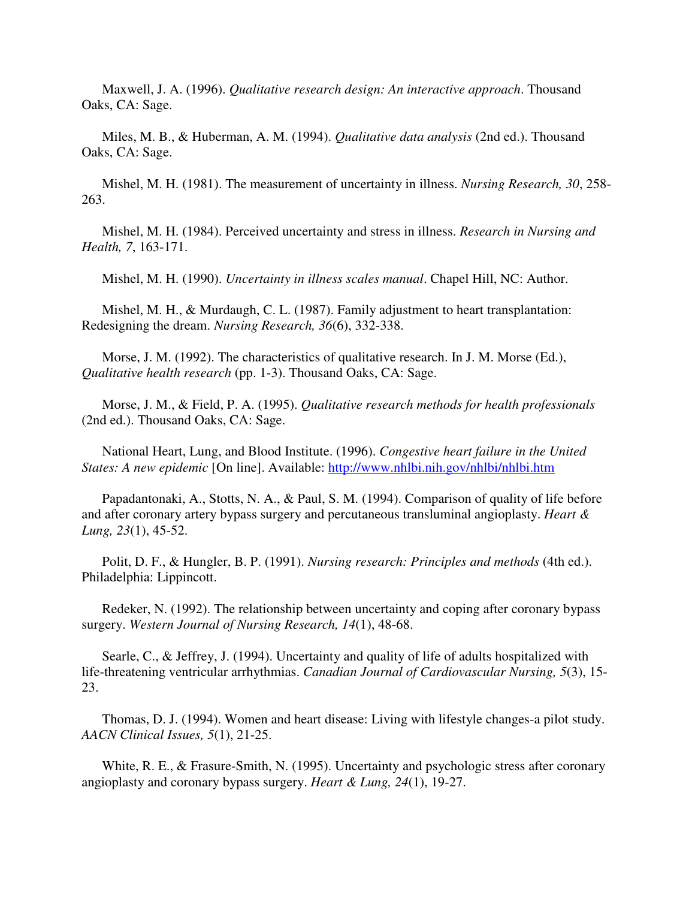Maxwell, J. A. (1996). *Qualitative research design: An interactive approach*. Thousand Oaks, CA: Sage.

Miles, M. B., & Huberman, A. M. (1994). *Qualitative data analysis* (2nd ed.). Thousand Oaks, CA: Sage.

Mishel, M. H. (1981). The measurement of uncertainty in illness. *Nursing Research, 30*, 258-263.

Mishel, M. H. (1984). Perceived uncertainty and stress in illness. *Research in Nursing and Health, 7*, 163-171.

Mishel, M. H. (1990). *Uncertainty in illness scales manual*. Chapel Hill, NC: Author.

Mishel, M. H., & Murdaugh, C. L. (1987). Family adjustment to heart transplantation: Redesigning the dream. *Nursing Research, 36*(6), 332-338.

Morse, J. M. (1992). The characteristics of qualitative research. In J. M. Morse (Ed.), *Qualitative health research* (pp. 1-3). Thousand Oaks, CA: Sage.

Morse, J. M., & Field, P. A. (1995). *Qualitative research methods for health professionals* (2nd ed.). Thousand Oaks, CA: Sage.

National Heart, Lung, and Blood Institute. (1996). *Congestive heart failure in the United States: A new epidemic* [On line]. Available: [http://www.nhlbi.nih.gov/nhlbi/nhlbi.htm](http://www.nhlbi.nih.gov/nhlbi/nhlbi.htm)

Papadantonaki, A., Stotts, N. A., & Paul, S. M. (1994). Comparison of quality of life before and after coronary artery bypass surgery and percutaneous transluminal angioplasty. *Heart & Lung, 23*(1), 45-52.

Polit, D. F., & Hungler, B. P. (1991). *Nursing research: Principles and methods* (4th ed.). Philadelphia: Lippincott.

Redeker, N. (1992). The relationship between uncertainty and coping after coronary bypass surgery. *Western Journal of Nursing Research, 14*(1), 48-68.

Searle, C., & Jeffrey, J. (1994). Uncertainty and quality of life of adults hospitalized with life-threatening ventricular arrhythmias. *Canadian Journal of Cardiovascular Nursing, 5*(3), 15-23.

Thomas, D. J. (1994). Women and heart disease: Living with lifestyle changes-a pilot study. *AACN Clinical Issues, 5*(1), 21-25.

White, R. E., & Frasure-Smith, N. (1995). Uncertainty and psychologic stress after coronary angioplasty and coronary bypass surgery. *Heart & Lung, 24*(1), 19-27.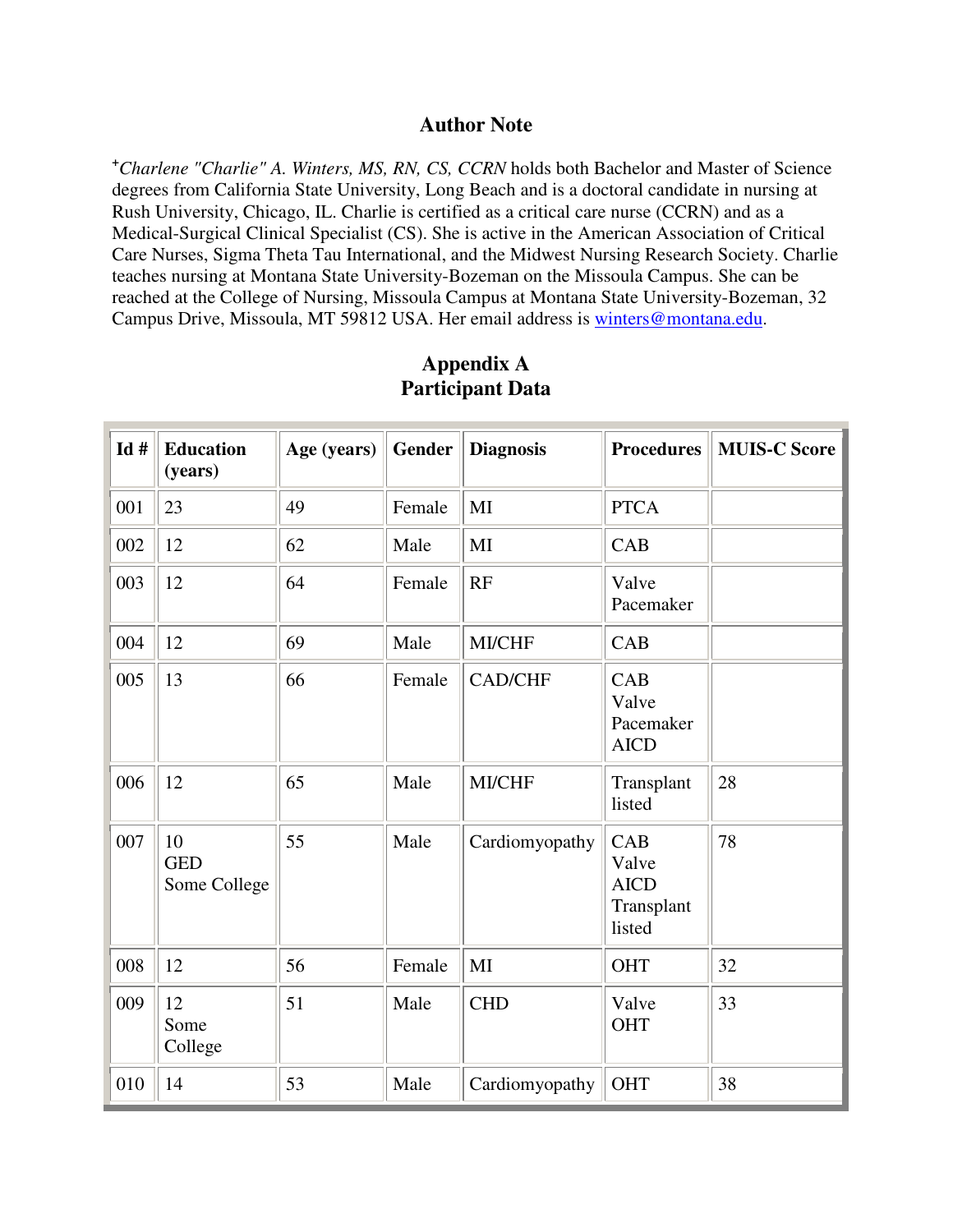## Author Note

⁺*Charlene "Charlie" A. Winters, MS, RN, CS, CCRN* holds both Bachelor and Master of Science degrees from California State University, Long Beach and is a doctoral candidate in nursing at Rush University, Chicago, IL. Charlie is certified as a critical care nurse (CCRN) and as a Medical-Surgical Clinical Specialist (CS). She is active in the American Association of Critical Care Nurses, Sigma Theta Tau International, and the Midwest Nursing Research Society. Charlie teaches nursing at Montana State University-Bozeman on the Missoula Campus. She can be reached at the College of Nursing, Missoula Campus at Montana State University-Bozeman, 32 Campus Drive, Missoula, MT 59812 USA. Her email address is winters@montana.edu.

## Appendix A
## Participant Data

| Id # | Education (years) | Age (years) | Gender | Diagnosis | Procedures | MUIS-C Score |
|---|---|---|---|---|---|---|
| 001 | 23 | 49 | Female | MI | PTCA | |
| 002 | 12 | 62 | Male | MI | CAB | |
| 003 | 12 | 64 | Female | RF | Valve Pacemaker | |
| 004 | 12 | 69 | Male | MI/CHF | CAB | |
| 005 | 13 | 66 | Female | CAD/CHF | CAB Valve Pacemaker AICD | |
| 006 | 12 | 65 | Male | MI/CHF | Transplant listed | 28 |
| 007 | 10 GED Some College | 55 | Male | Cardiomyopathy | CAB Valve AICD Transplant listed | 78 |
| 008 | 12 | 56 | Female | MI | OHT | 32 |
| 009 | 12 Some College | 51 | Male | CHD | Valve OHT | 33 |
| 010 | 14 | 53 | Male | Cardiomyopathy | OHT | 38 |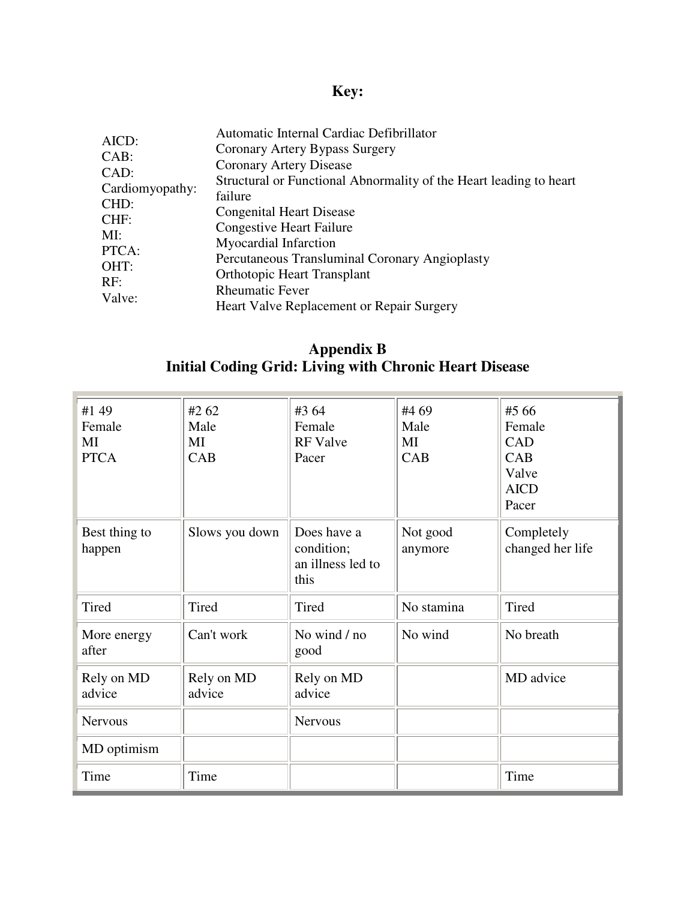## Key:

| | |
|---|---|
| AICD: | Automatic Internal Cardiac Defibrillator |
| CAB: | Coronary Artery Bypass Surgery |
| CAD: | Coronary Artery Disease |
| Cardiomyopathy: | Structural or Functional Abnormality of the Heart leading to heart failure |
| CHD: | Congenital Heart Disease |
| CHF: | Congestive Heart Failure |
| MI: | Myocardial Infarction |
| PTCA: | Percutaneous Transluminal Coronary Angioplasty |
| OHT: | Orthotopic Heart Transplant |
| RF: | Rheumatic Fever |
| Valve: | Heart Valve Replacement or Repair Surgery |

## Appendix B
## Initial Coding Grid: Living with Chronic Heart Disease

| #1 49 Female MI PTCA | #2 62 Male MI CAB | #3 64 Female RF Valve Pacer | #4 69 Male MI CAB | #5 66 Female CAD CAB Valve AICD Pacer |
|---|---|---|---|---|
| Best thing to happen | Slows you down | Does have a condition; an illness led to this | Not good anymore | Completely changed her life |
| Tired | Tired | Tired | No stamina | Tired |
| More energy after | Can't work | No wind / no good | No wind | No breath |
| Rely on MD advice | Rely on MD advice | Rely on MD advice | | MD advice |
| Nervous | | Nervous | | |
| MD optimism | | | | |
| Time | Time | | | Time |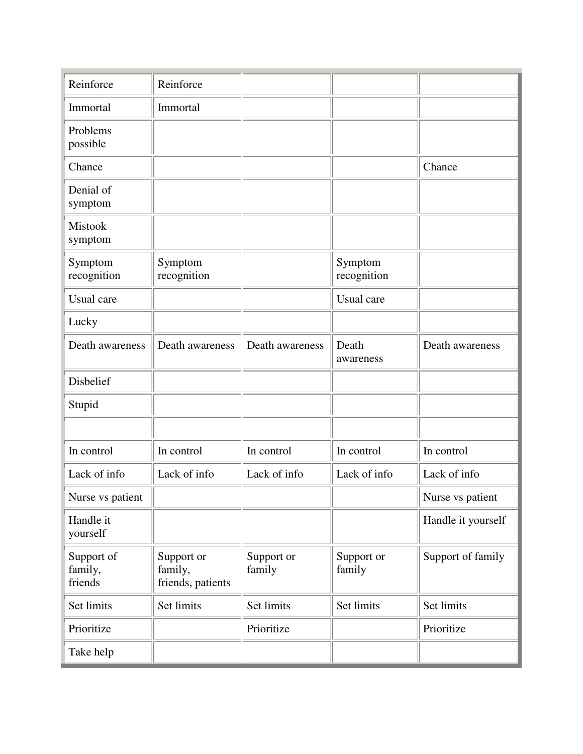| | | | | |
|---|---|---|---|---|
| Reinforce | Reinforce | | | |
| Immortal | Immortal | | | |
| Problems possible | | | | |
| Chance | | | | Chance |
| Denial of symptom | | | | |
| Mistook symptom | | | | |
| Symptom recognition | Symptom recognition | | Symptom recognition | |
| Usual care | | | Usual care | |
| Lucky | | | | |
| Death awareness | Death awareness | Death awareness | Death awareness | Death awareness |
| Disbelief | | | | |
| Stupid | | | | |
| | | | | |
| In control | In control | In control | In control | In control |
| Lack of info | Lack of info | Lack of info | Lack of info | Lack of info |
| Nurse vs patient | | | | Nurse vs patient |
| Handle it yourself | | | | Handle it yourself |
| Support of family, friends | Support or family, friends, patients | Support or family | Support or family | Support of family |
| Set limits | Set limits | Set limits | Set limits | Set limits |
| Prioritize | | Prioritize | | Prioritize |
| Take help | | | | |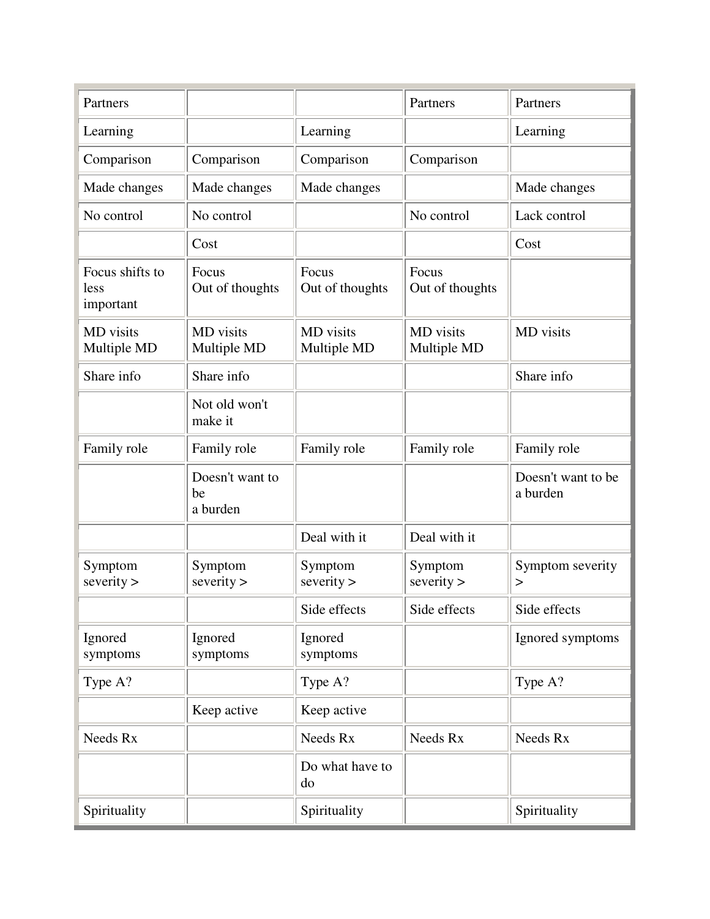| Partners | | | Partners | Partners |
|---|---|---|---|---|
| Learning | | Learning | | Learning |
| Comparison | Comparison | Comparison | Comparison | |
| Made changes | Made changes | Made changes | | Made changes |
| No control | No control | | No control | Lack control |
| | Cost | | | Cost |
| Focus shifts to less important | Focus Out of thoughts | Focus Out of thoughts | Focus Out of thoughts | |
| MD visits Multiple MD | MD visits Multiple MD | MD visits Multiple MD | MD visits Multiple MD | MD visits |
| Share info | Share info | | | Share info |
| | Not old won't make it | | | |
| Family role | Family role | Family role | Family role | Family role |
| | Doesn't want to be a burden | | | Doesn't want to be a burden |
| | | Deal with it | Deal with it | |
| Symptom severity > | Symptom severity > | Symptom severity > | Symptom severity > | Symptom severity > |
| | | Side effects | Side effects | Side effects |
| Ignored symptoms | Ignored symptoms | Ignored symptoms | | Ignored symptoms |
| Type A? | | Type A? | | Type A? |
| | Keep active | Keep active | | |
| Needs Rx | | Needs Rx | Needs Rx | Needs Rx |
| | | Do what have to do | | |
| Spirituality | | Spirituality | | Spirituality |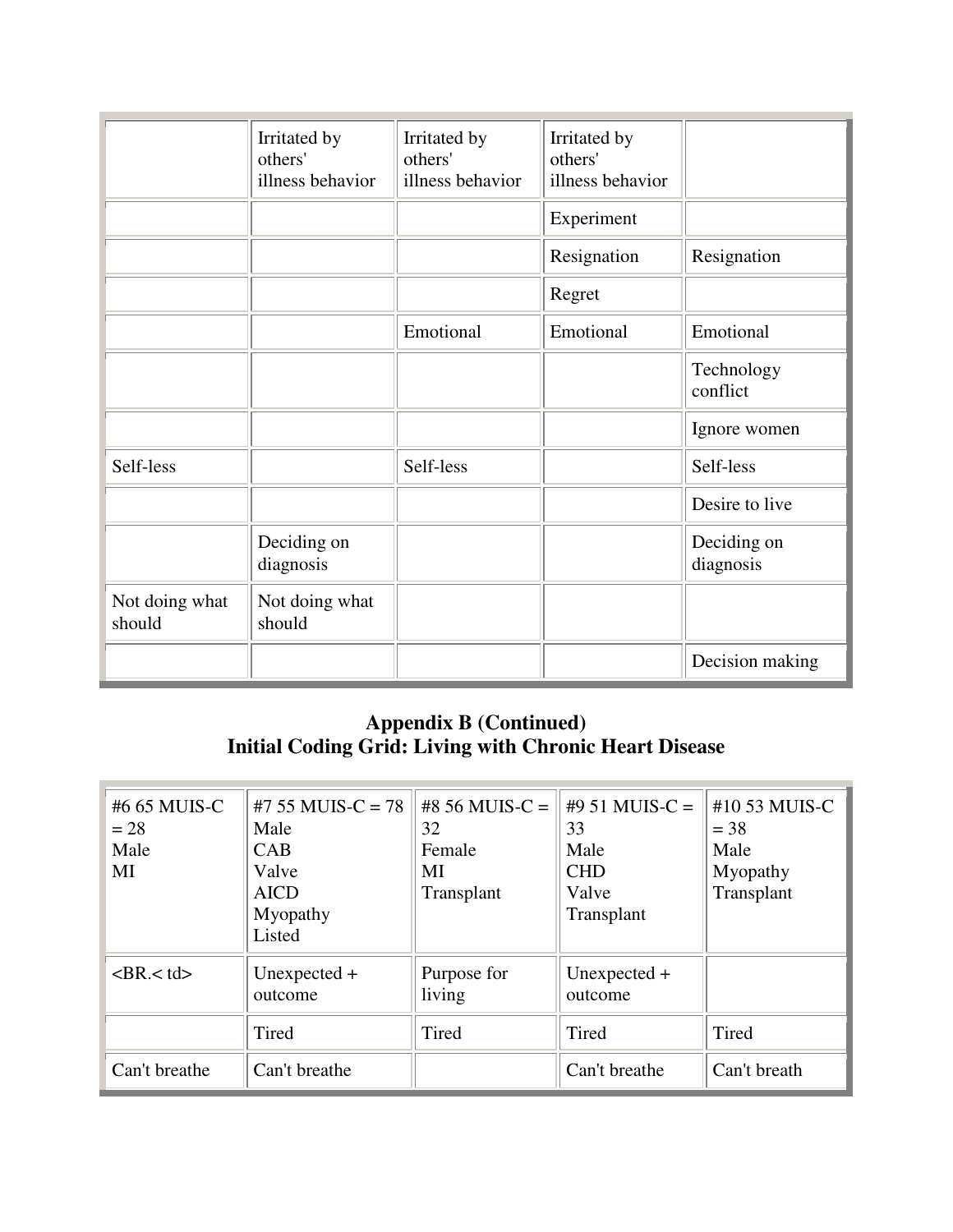| | | | | |
|---|---|---|---|---|
| | Irritated by others' illness behavior | Irritated by others' illness behavior | Irritated by others' illness behavior | |
| | | | Experiment | |
| | | | Resignation | Resignation |
| | | | Regret | |
| | | Emotional | Emotional | Emotional |
| | | | | Technology conflict |
| | | | | Ignore women |
| Self-less | | Self-less | | Self-less |
| | | | | Desire to live |
| | Deciding on diagnosis | | | Deciding on diagnosis |
| Not doing what should | Not doing what should | | | |
| | | | | Decision making |

## Appendix B (Continued)
## Initial Coding Grid: Living with Chronic Heart Disease

| #6 65 MUIS-C = 28 Male MI | #7 55 MUIS-C = 78 Male CAB Valve AICD Myopathy Listed | #8 56 MUIS-C = 32 Female MI Transplant | #9 51 MUIS-C = 33 Male CHD Valve Transplant | #10 53 MUIS-C = 38 Male Myopathy Transplant |
|---|---|---|---|---|
| <BR.< td> | Unexpected + outcome | Purpose for living | Unexpected + outcome | |
| | Tired | Tired | Tired | Tired |
| Can't breathe | Can't breathe | | Can't breathe | Can't breath |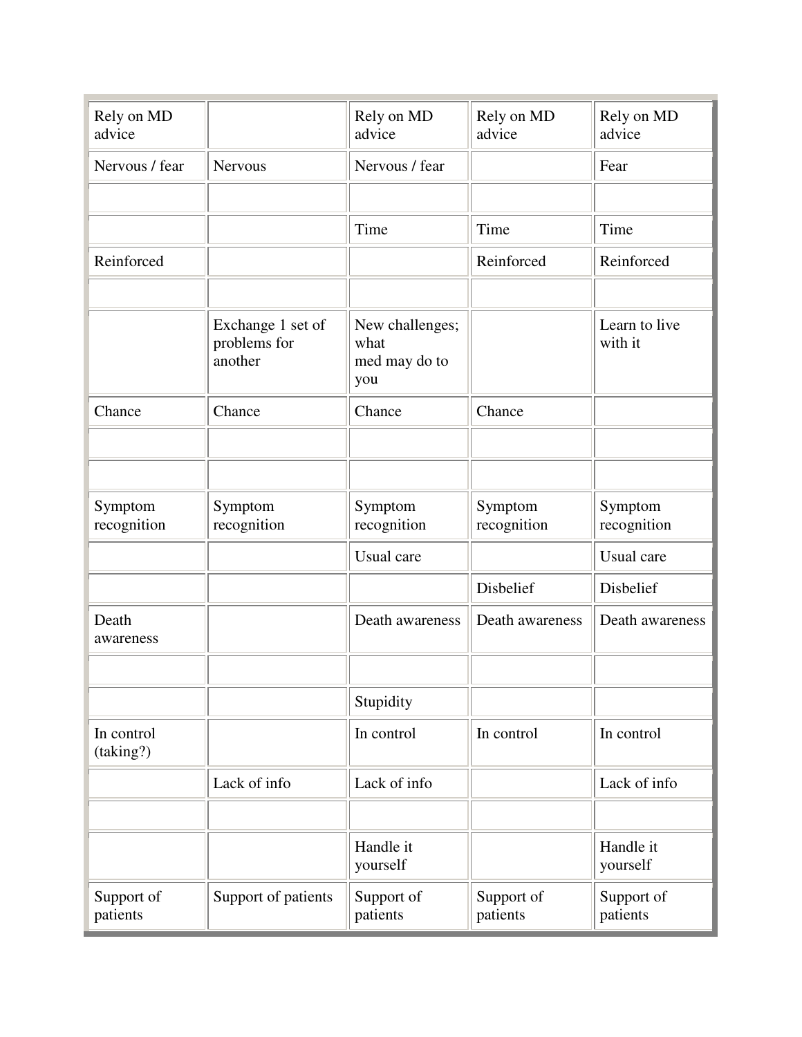| | | | | |
|---|---|---|---|---|
| Rely on MD advice | | Rely on MD advice | Rely on MD advice | Rely on MD advice |
| Nervous / fear | Nervous | Nervous / fear | | Fear |
| | | | | |
| | | Time | Time | Time |
| Reinforced | | | Reinforced | Reinforced |
| | | | | |
| | Exchange 1 set of problems for another | New challenges; what med may do to you | | Learn to live with it |
| Chance | Chance | Chance | Chance | |
| | | | | |
| | | | | |
| Symptom recognition | Symptom recognition | Symptom recognition | Symptom recognition | Symptom recognition |
| | | Usual care | | Usual care |
| | | | Disbelief | Disbelief |
| Death awareness | | Death awareness | Death awareness | Death awareness |
| | | | | |
| | | Stupidity | | |
| In control (taking?) | | In control | In control | In control |
| | Lack of info | Lack of info | | Lack of info |
| | | | | |
| | | Handle it yourself | | Handle it yourself |
| Support of patients | Support of patients | Support of patients | Support of patients | Support of patients |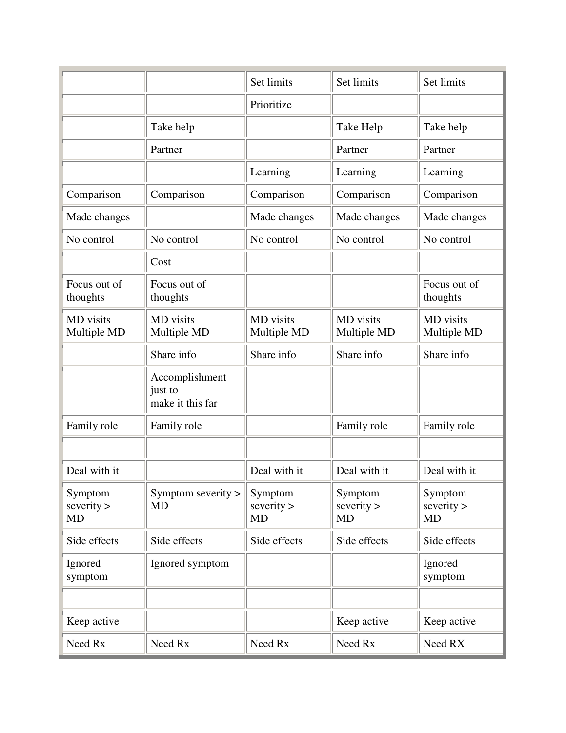| | | | | |
|---|---|---|---|---|
| | | Set limits | Set limits | Set limits |
| | | Prioritize | | |
| | Take help | | Take Help | Take help |
| | Partner | | Partner | Partner |
| | | Learning | Learning | Learning |
| Comparison | Comparison | Comparison | Comparison | Comparison |
| Made changes | | Made changes | Made changes | Made changes |
| No control | No control | No control | No control | No control |
| | Cost | | | |
| Focus out of thoughts | Focus out of thoughts | | | Focus out of thoughts |
| MD visits Multiple MD | MD visits Multiple MD | MD visits Multiple MD | MD visits Multiple MD | MD visits Multiple MD |
| | Share info | Share info | Share info | Share info |
| | Accomplishment just to make it this far | | | |
| Family role | Family role | | Family role | Family role |
| | | | | |
| Deal with it | | Deal with it | Deal with it | Deal with it |
| Symptom severity > MD | Symptom severity > MD | Symptom severity > MD | Symptom severity > MD | Symptom severity > MD |
| Side effects | Side effects | Side effects | Side effects | Side effects |
| Ignored symptom | Ignored symptom | | | Ignored symptom |
| | | | | |
| Keep active | | | Keep active | Keep active |
| Need Rx | Need Rx | Need Rx | Need Rx | Need RX |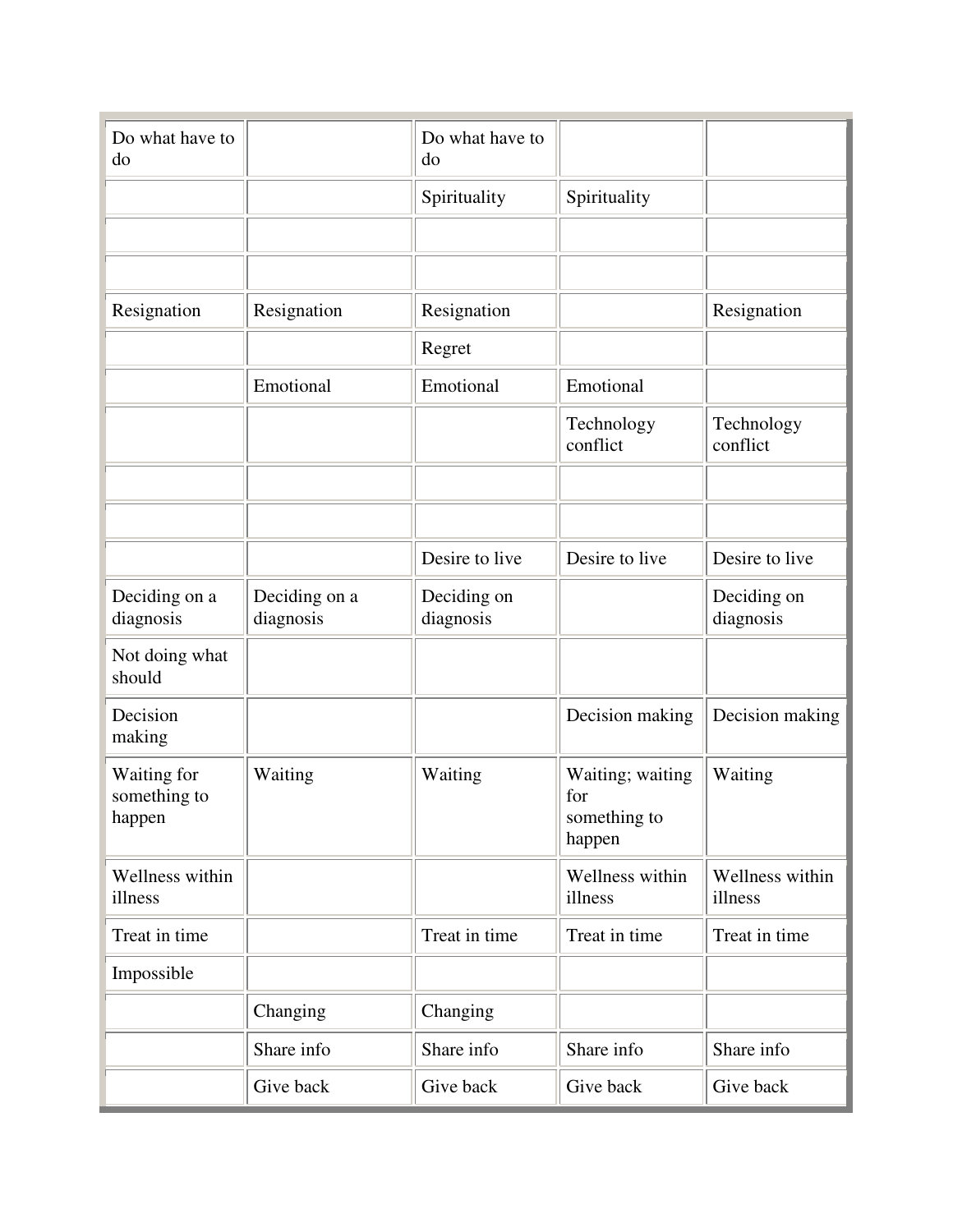| | | | | |
|---|---|---|---|---|
| Do what have to do | | Do what have to do | | |
| | | Spirituality | Spirituality | |
| | | | | |
| | | | | |
| Resignation | Resignation | Resignation | | Resignation |
| | | Regret | | |
| | Emotional | Emotional | Emotional | |
| | | | Technology conflict | Technology conflict |
| | | | | |
| | | | | |
| | | Desire to live | Desire to live | Desire to live |
| Deciding on a diagnosis | Deciding on a diagnosis | Deciding on diagnosis | | Deciding on diagnosis |
| Not doing what should | | | | |
| Decision making | | | Decision making | Decision making |
| Waiting for something to happen | Waiting | Waiting | Waiting; waiting for something to happen | Waiting |
| Wellness within illness | | | Wellness within illness | Wellness within illness |
| Treat in time | | Treat in time | Treat in time | Treat in time |
| Impossible | | | | |
| | Changing | Changing | | |
| | Share info | Share info | Share info | Share info |
| | Give back | Give back | Give back | Give back |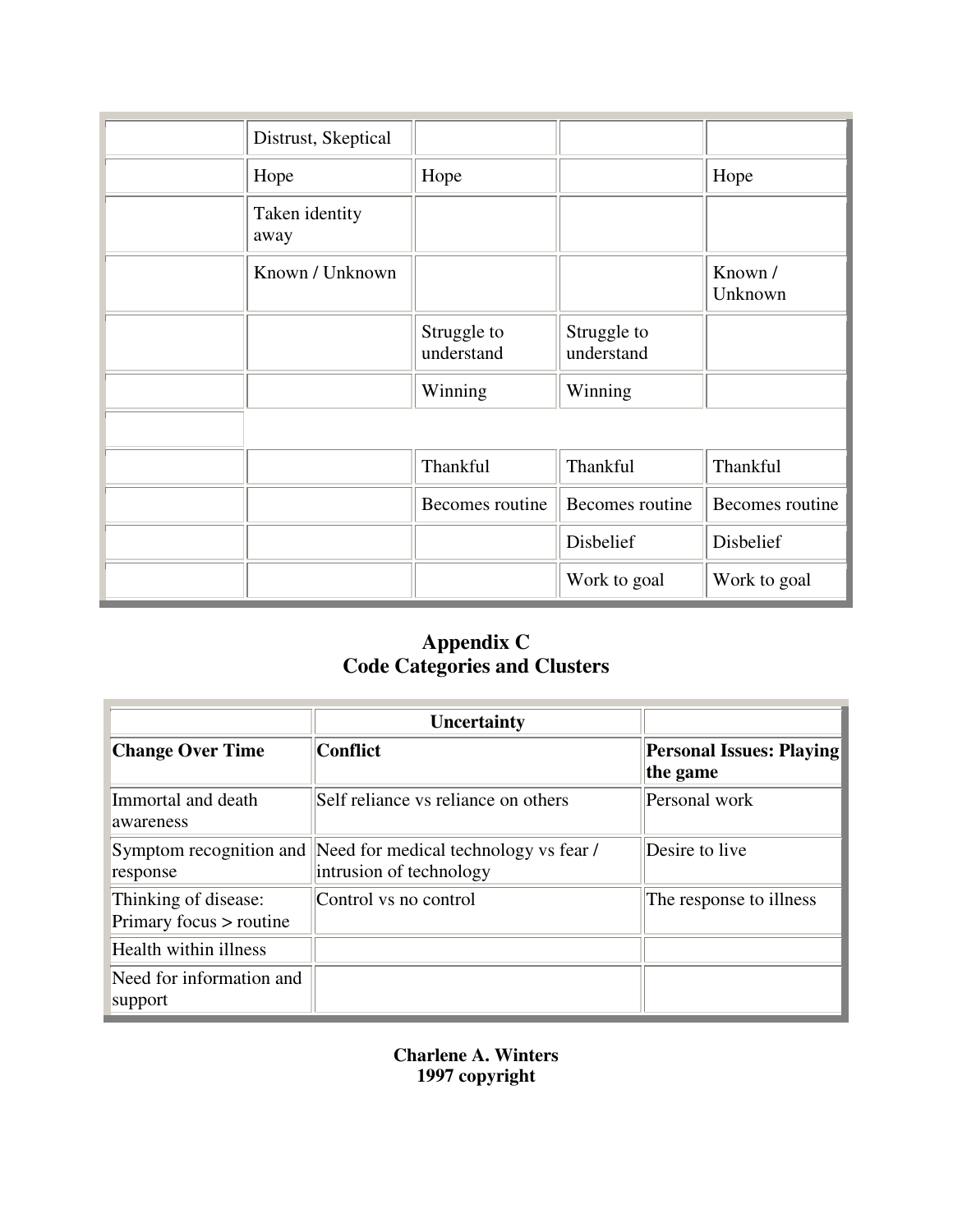| | | | | |
|---|---|---|---|---|
| | Distrust, Skeptical | | | |
| | Hope | Hope | | Hope |
| | Taken identity away | | | |
| | Known / Unknown | | | Known / Unknown |
| | | Struggle to understand | Struggle to understand | |
| | | Winning | Winning | |
| | | | | |
| | | Thankful | Thankful | Thankful |
| | | Becomes routine | Becomes routine | Becomes routine |
| | | | Disbelief | Disbelief |
| | | | Work to goal | Work to goal |

## Appendix C
## Code Categories and Clusters

| | **Uncertainty** | |
|---|---|---|
| **Change Over Time** | **Conflict** | **Personal Issues: Playing the game** |
| Immortal and death awareness | Self reliance vs reliance on others | Personal work |
| Symptom recognition and response | Need for medical technology vs fear / intrusion of technology | Desire to live |
| Thinking of disease: Primary focus > routine | Control vs no control | The response to illness |
| Health within illness | | |
| Need for information and support | | |

**Charlene A. Winters**
**1997 copyright**